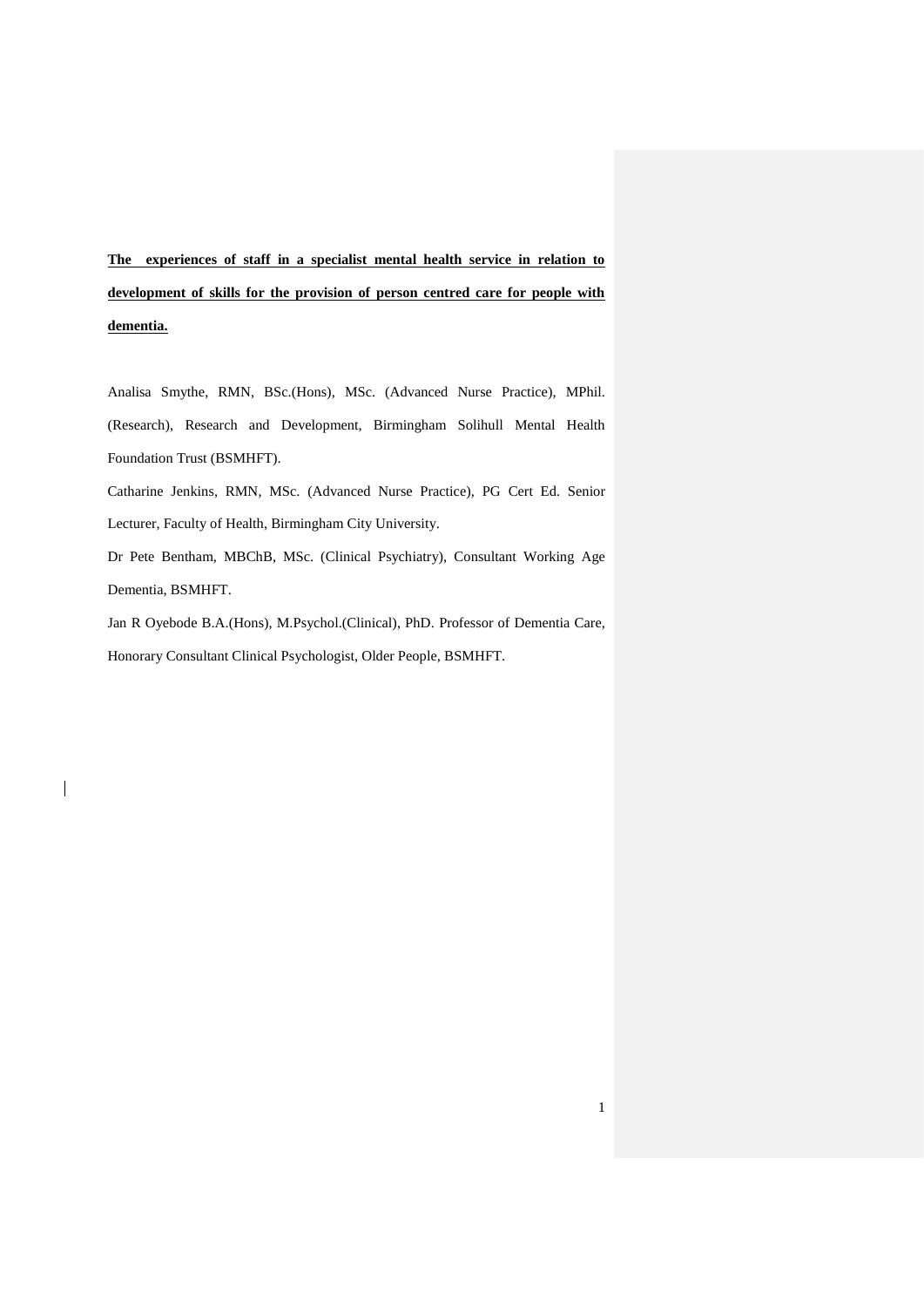# The experiences of staff in a specialist mental health service in relation to development of skills for the provision of person centred care for people with dementia.

Analisa Smythe, RMN, BSc.(Hons), MSc. (Advanced Nurse Practice), MPhil. (Research), Research and Development, Birmingham Solihull Mental Health Foundation Trust (BSMHFT).

Catharine Jenkins, RMN, MSc. (Advanced Nurse Practice), PG Cert Ed. Senior Lecturer, Faculty of Health, Birmingham City University.

Dr Pete Bentham, MBChB, MSc. (Clinical Psychiatry), Consultant Working Age Dementia, BSMHFT.

Jan R Oyebode B.A.(Hons), M.Psychol.(Clinical), PhD. Professor of Dementia Care, Honorary Consultant Clinical Psychologist, Older People, BSMHFT.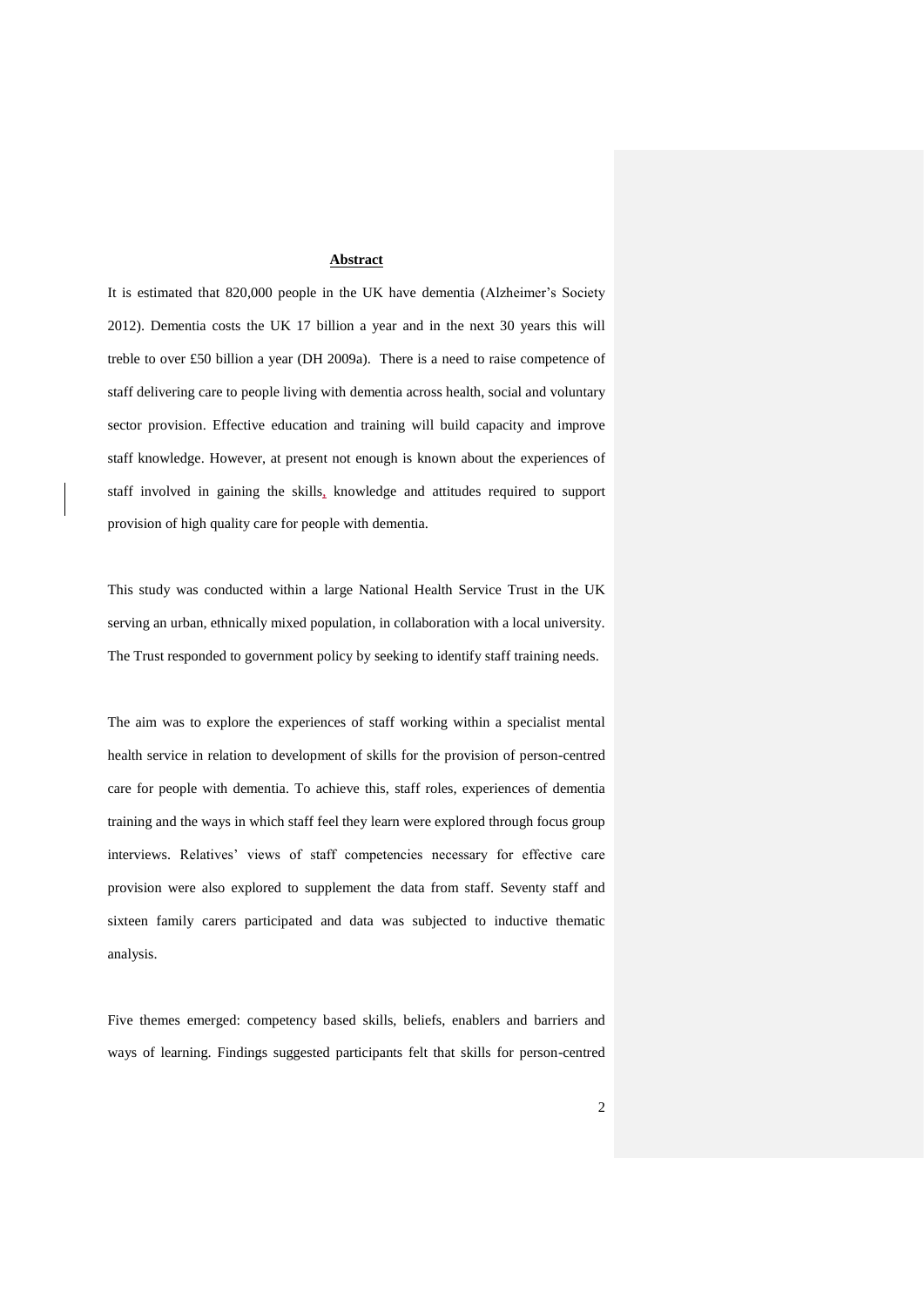## Abstract

It is estimated that 820,000 people in the UK have dementia (Alzheimer's Society 2012). Dementia costs the UK 17 billion a year and in the next 30 years this will treble to over £50 billion a year (DH 2009a). There is a need to raise competence of staff delivering care to people living with dementia across health, social and voluntary sector provision. Effective education and training will build capacity and improve staff knowledge. However, at present not enough is known about the experiences of staff involved in gaining the skills, knowledge and attitudes required to support provision of high quality care for people with dementia.

This study was conducted within a large National Health Service Trust in the UK serving an urban, ethnically mixed population, in collaboration with a local university. The Trust responded to government policy by seeking to identify staff training needs.

The aim was to explore the experiences of staff working within a specialist mental health service in relation to development of skills for the provision of person-centred care for people with dementia. To achieve this, staff roles, experiences of dementia training and the ways in which staff feel they learn were explored through focus group interviews. Relatives' views of staff competencies necessary for effective care provision were also explored to supplement the data from staff. Seventy staff and sixteen family carers participated and data was subjected to inductive thematic analysis.

Five themes emerged: competency based skills, beliefs, enablers and barriers and ways of learning. Findings suggested participants felt that skills for person-centred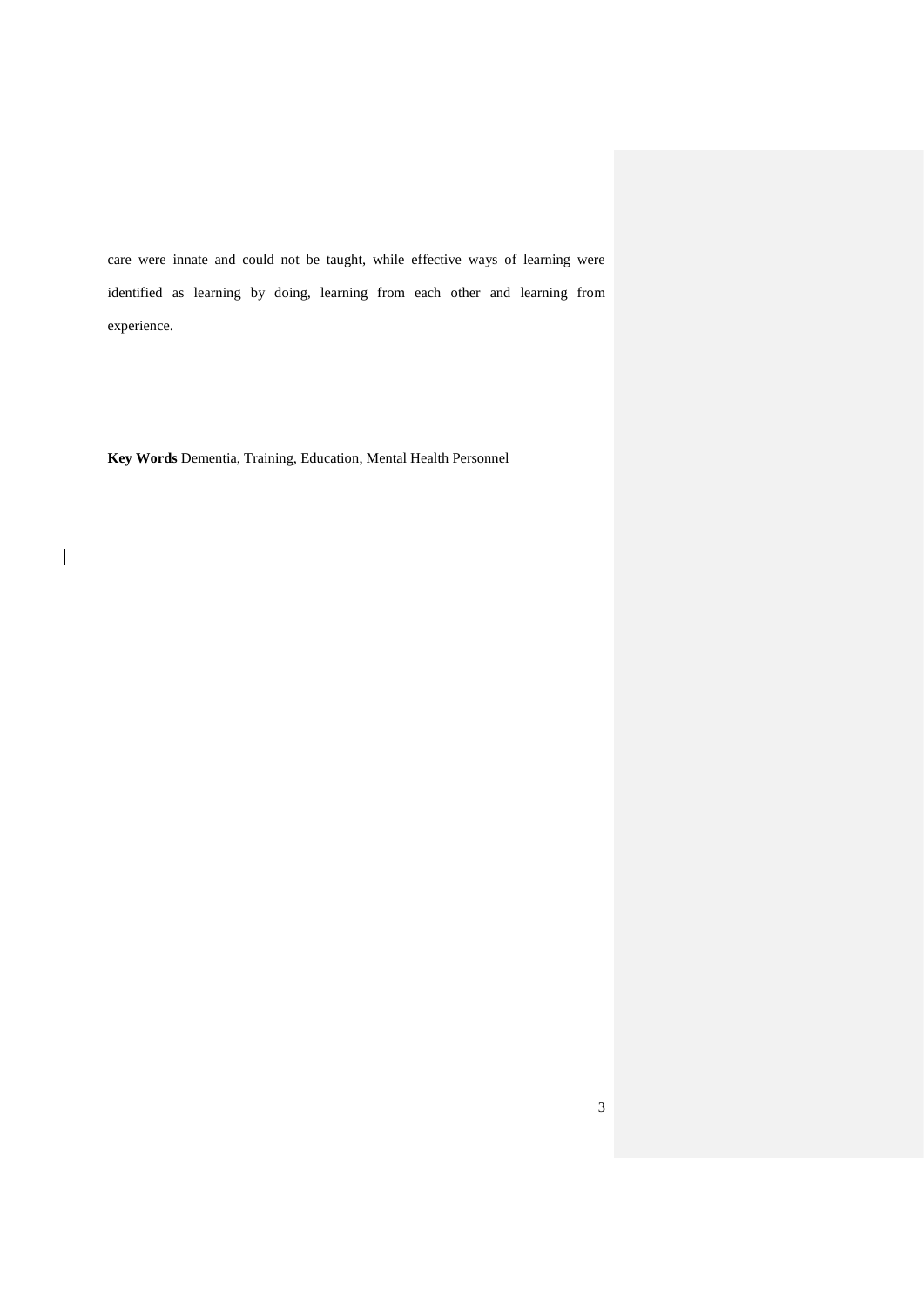care were innate and could not be taught, while effective ways of learning were identified as learning by doing, learning from each other and learning from experience.

**Key Words** Dementia, Training, Education, Mental Health Personnel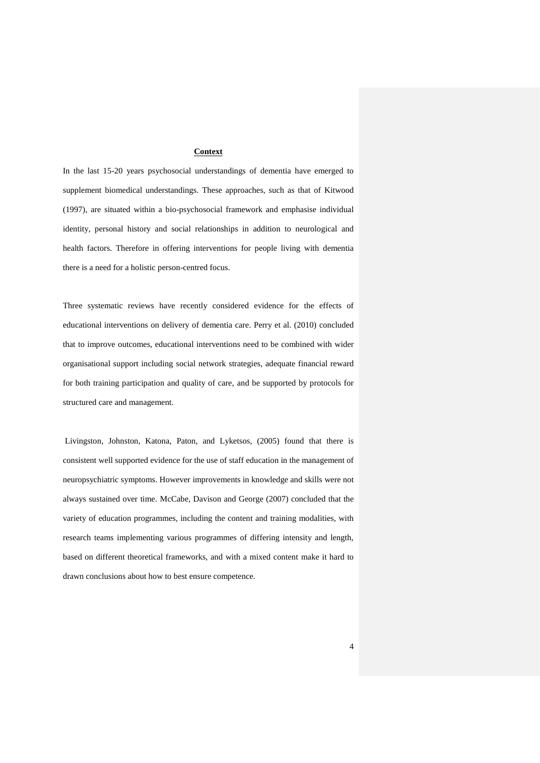## Context

In the last 15-20 years psychosocial understandings of dementia have emerged to supplement biomedical understandings. These approaches, such as that of Kitwood (1997), are situated within a bio-psychosocial framework and emphasise individual identity, personal history and social relationships in addition to neurological and health factors. Therefore in offering interventions for people living with dementia there is a need for a holistic person-centred focus.

Three systematic reviews have recently considered evidence for the effects of educational interventions on delivery of dementia care. Perry et al. (2010) concluded that to improve outcomes, educational interventions need to be combined with wider organisational support including social network strategies, adequate financial reward for both training participation and quality of care, and be supported by protocols for structured care and management.

Livingston, Johnston, Katona, Paton, and Lyketsos, (2005) found that there is consistent well supported evidence for the use of staff education in the management of neuropsychiatric symptoms. However improvements in knowledge and skills were not always sustained over time. McCabe, Davison and George (2007) concluded that the variety of education programmes, including the content and training modalities, with research teams implementing various programmes of differing intensity and length, based on different theoretical frameworks, and with a mixed content make it hard to drawn conclusions about how to best ensure competence.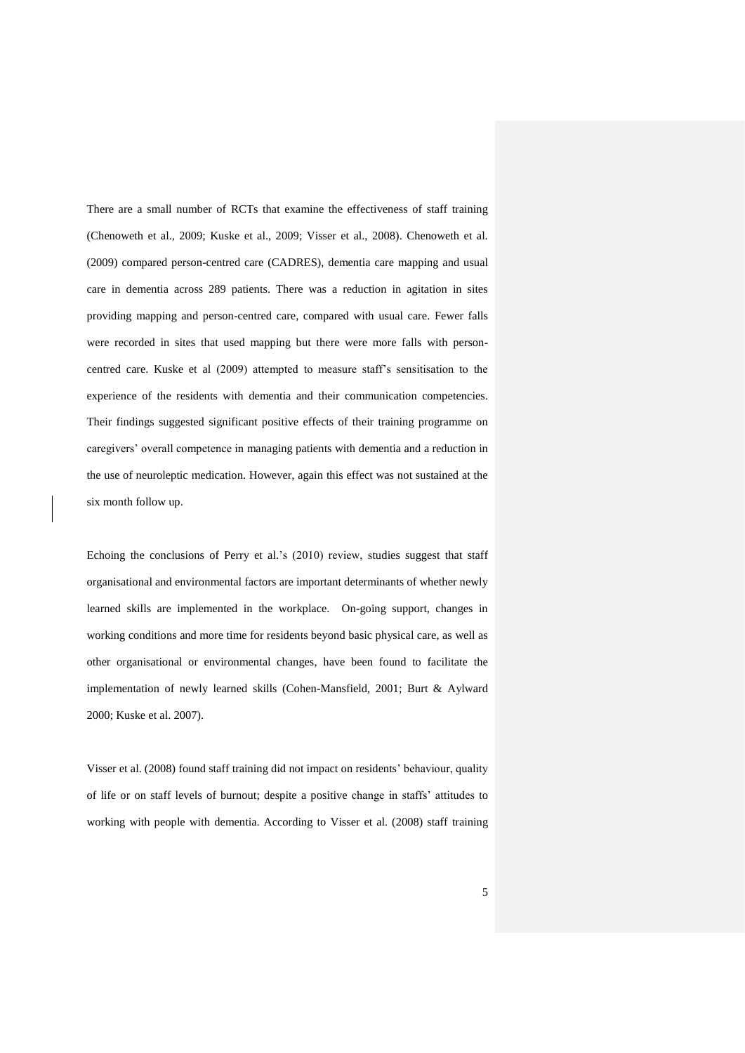There are a small number of RCTs that examine the effectiveness of staff training (Chenoweth et al., 2009; Kuske et al., 2009; Visser et al., 2008). Chenoweth et al. (2009) compared person-centred care (CADRES), dementia care mapping and usual care in dementia across 289 patients. There was a reduction in agitation in sites providing mapping and person-centred care, compared with usual care. Fewer falls were recorded in sites that used mapping but there were more falls with person-centred care. Kuske et al (2009) attempted to measure staff's sensitisation to the experience of the residents with dementia and their communication competencies. Their findings suggested significant positive effects of their training programme on caregivers' overall competence in managing patients with dementia and a reduction in the use of neuroleptic medication. However, again this effect was not sustained at the six month follow up.

Echoing the conclusions of Perry et al.'s (2010) review, studies suggest that staff organisational and environmental factors are important determinants of whether newly learned skills are implemented in the workplace. On-going support, changes in working conditions and more time for residents beyond basic physical care, as well as other organisational or environmental changes, have been found to facilitate the implementation of newly learned skills (Cohen-Mansfield, 2001; Burt & Aylward 2000; Kuske et al. 2007).

Visser et al. (2008) found staff training did not impact on residents' behaviour, quality of life or on staff levels of burnout; despite a positive change in staffs' attitudes to working with people with dementia. According to Visser et al. (2008) staff training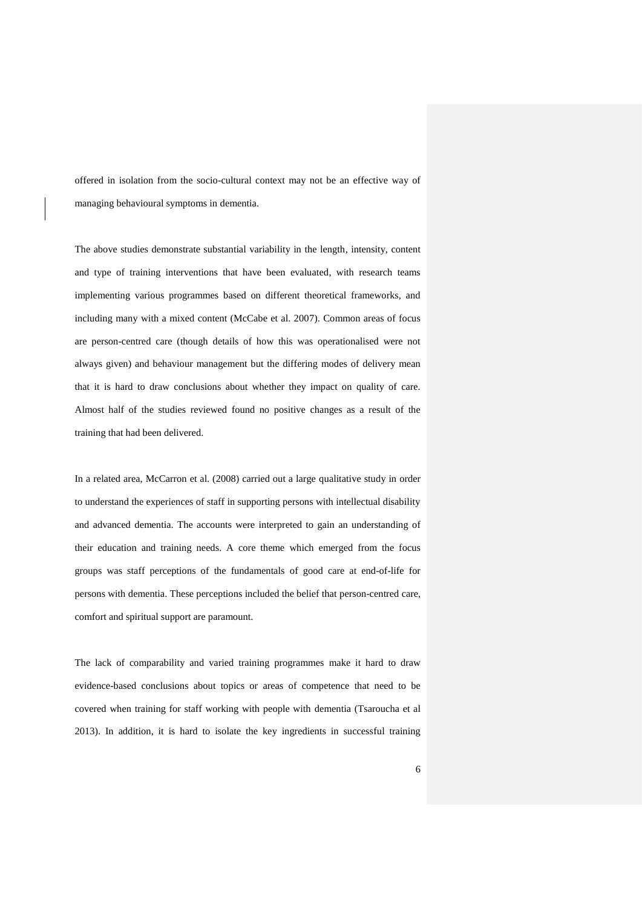offered in isolation from the socio-cultural context may not be an effective way of managing behavioural symptoms in dementia.

The above studies demonstrate substantial variability in the length, intensity, content and type of training interventions that have been evaluated, with research teams implementing various programmes based on different theoretical frameworks, and including many with a mixed content (McCabe et al. 2007). Common areas of focus are person-centred care (though details of how this was operationalised were not always given) and behaviour management but the differing modes of delivery mean that it is hard to draw conclusions about whether they impact on quality of care. Almost half of the studies reviewed found no positive changes as a result of the training that had been delivered.

In a related area, McCarron et al. (2008) carried out a large qualitative study in order to understand the experiences of staff in supporting persons with intellectual disability and advanced dementia. The accounts were interpreted to gain an understanding of their education and training needs. A core theme which emerged from the focus groups was staff perceptions of the fundamentals of good care at end-of-life for persons with dementia. These perceptions included the belief that person-centred care, comfort and spiritual support are paramount.

The lack of comparability and varied training programmes make it hard to draw evidence-based conclusions about topics or areas of competence that need to be covered when training for staff working with people with dementia (Tsaroucha et al 2013). In addition, it is hard to isolate the key ingredients in successful training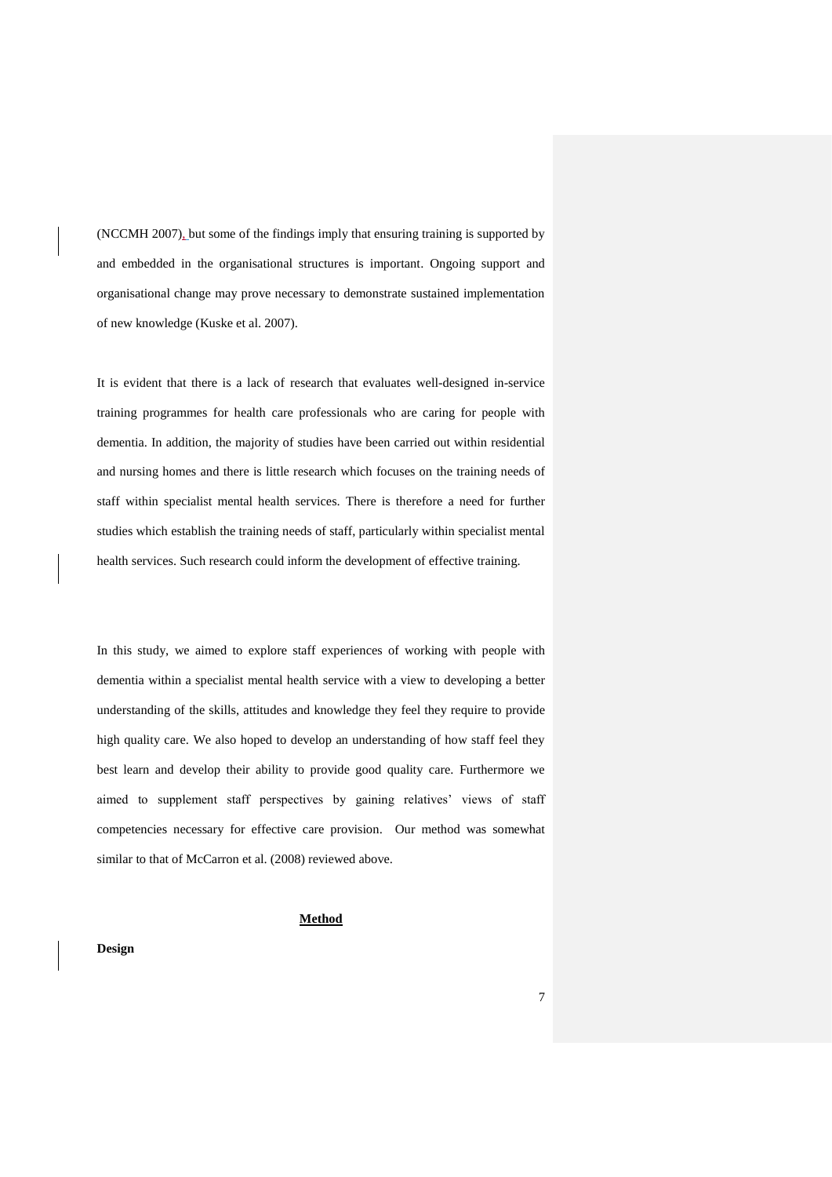(NCCMH 2007), but some of the findings imply that ensuring training is supported by and embedded in the organisational structures is important. Ongoing support and organisational change may prove necessary to demonstrate sustained implementation of new knowledge (Kuske et al. 2007).

It is evident that there is a lack of research that evaluates well-designed in-service training programmes for health care professionals who are caring for people with dementia. In addition, the majority of studies have been carried out within residential and nursing homes and there is little research which focuses on the training needs of staff within specialist mental health services. There is therefore a need for further studies which establish the training needs of staff, particularly within specialist mental health services. Such research could inform the development of effective training.

In this study, we aimed to explore staff experiences of working with people with dementia within a specialist mental health service with a view to developing a better understanding of the skills, attitudes and knowledge they feel they require to provide high quality care. We also hoped to develop an understanding of how staff feel they best learn and develop their ability to provide good quality care. Furthermore we aimed to supplement staff perspectives by gaining relatives' views of staff competencies necessary for effective care provision. Our method was somewhat similar to that of McCarron et al. (2008) reviewed above.

## Method

### Design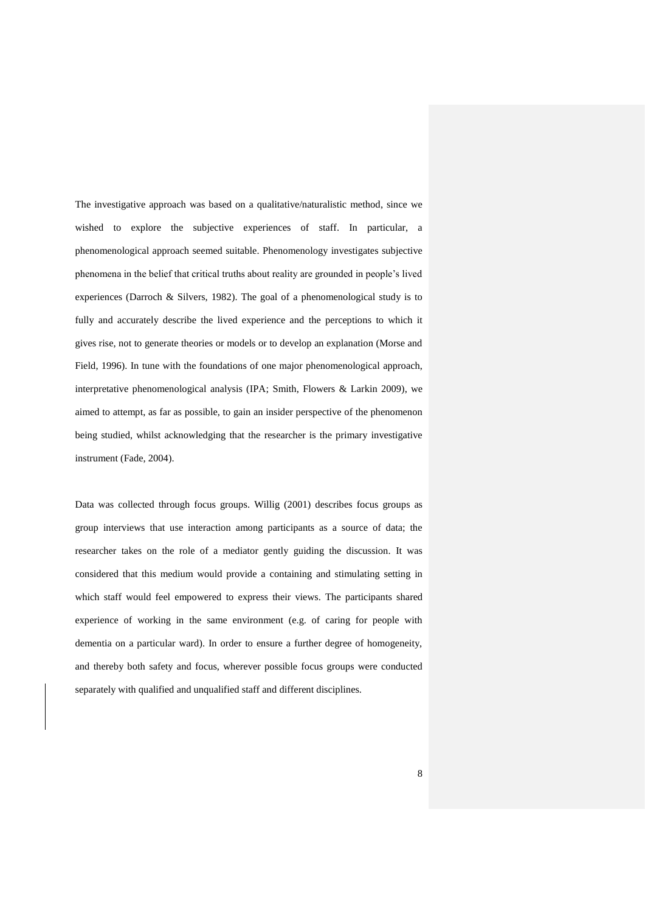The investigative approach was based on a qualitative/naturalistic method, since we wished to explore the subjective experiences of staff. In particular, a phenomenological approach seemed suitable. Phenomenology investigates subjective phenomena in the belief that critical truths about reality are grounded in people's lived experiences (Darroch & Silvers, 1982). The goal of a phenomenological study is to fully and accurately describe the lived experience and the perceptions to which it gives rise, not to generate theories or models or to develop an explanation (Morse and Field, 1996). In tune with the foundations of one major phenomenological approach, interpretative phenomenological analysis (IPA; Smith, Flowers & Larkin 2009), we aimed to attempt, as far as possible, to gain an insider perspective of the phenomenon being studied, whilst acknowledging that the researcher is the primary investigative instrument (Fade, 2004).

Data was collected through focus groups. Willig (2001) describes focus groups as group interviews that use interaction among participants as a source of data; the researcher takes on the role of a mediator gently guiding the discussion. It was considered that this medium would provide a containing and stimulating setting in which staff would feel empowered to express their views. The participants shared experience of working in the same environment (e.g. of caring for people with dementia on a particular ward). In order to ensure a further degree of homogeneity, and thereby both safety and focus, wherever possible focus groups were conducted separately with qualified and unqualified staff and different disciplines.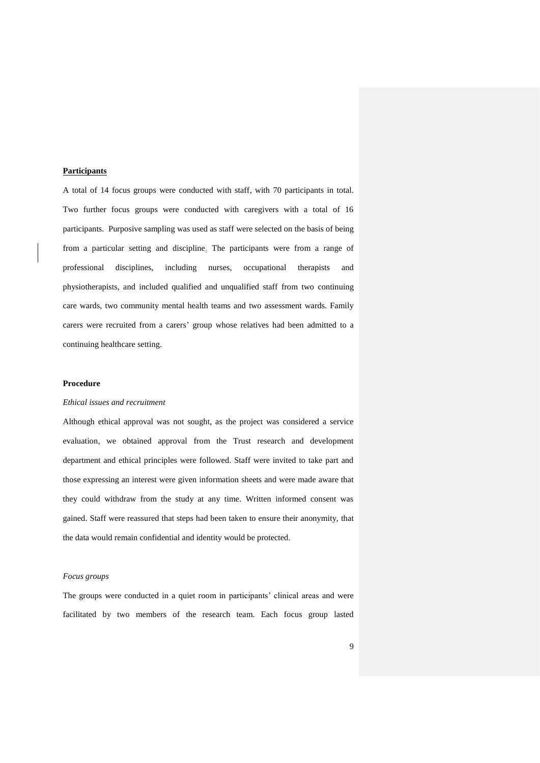**Participants**

A total of 14 focus groups were conducted with staff, with 70 participants in total. Two further focus groups were conducted with caregivers with a total of 16 participants. Purposive sampling was used as staff were selected on the basis of being from a particular setting and discipline. The participants were from a range of professional disciplines, including nurses, occupational therapists and physiotherapists, and included qualified and unqualified staff from two continuing care wards, two community mental health teams and two assessment wards. Family carers were recruited from a carers' group whose relatives had been admitted to a continuing healthcare setting.

**Procedure**

*Ethical issues and recruitment*

Although ethical approval was not sought, as the project was considered a service evaluation, we obtained approval from the Trust research and development department and ethical principles were followed. Staff were invited to take part and those expressing an interest were given information sheets and were made aware that they could withdraw from the study at any time. Written informed consent was gained. Staff were reassured that steps had been taken to ensure their anonymity, that the data would remain confidential and identity would be protected.

*Focus groups*

The groups were conducted in a quiet room in participants' clinical areas and were facilitated by two members of the research team. Each focus group lasted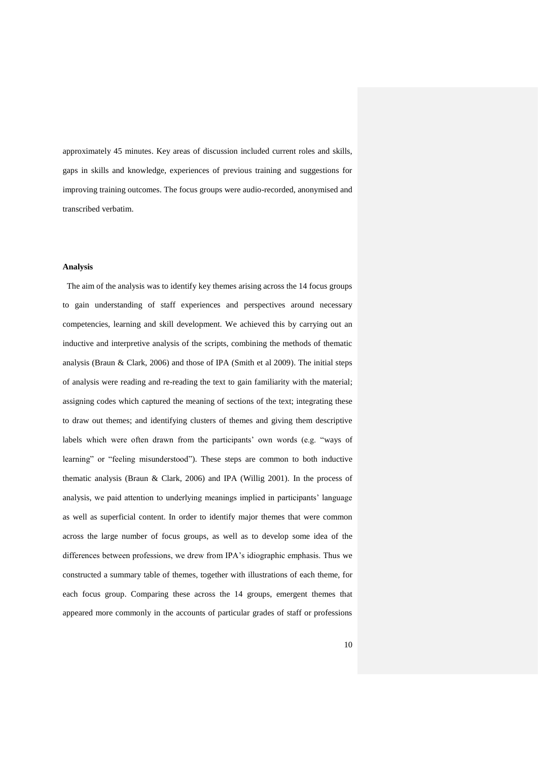approximately 45 minutes. Key areas of discussion included current roles and skills, gaps in skills and knowledge, experiences of previous training and suggestions for improving training outcomes. The focus groups were audio-recorded, anonymised and transcribed verbatim.

**Analysis**

The aim of the analysis was to identify key themes arising across the 14 focus groups to gain understanding of staff experiences and perspectives around necessary competencies, learning and skill development. We achieved this by carrying out an inductive and interpretive analysis of the scripts, combining the methods of thematic analysis (Braun & Clark, 2006) and those of IPA (Smith et al 2009). The initial steps of analysis were reading and re-reading the text to gain familiarity with the material; assigning codes which captured the meaning of sections of the text; integrating these to draw out themes; and identifying clusters of themes and giving them descriptive labels which were often drawn from the participants' own words (e.g. "ways of learning" or "feeling misunderstood"). These steps are common to both inductive thematic analysis (Braun & Clark, 2006) and IPA (Willig 2001). In the process of analysis, we paid attention to underlying meanings implied in participants' language as well as superficial content. In order to identify major themes that were common across the large number of focus groups, as well as to develop some idea of the differences between professions, we drew from IPA's idiographic emphasis. Thus we constructed a summary table of themes, together with illustrations of each theme, for each focus group. Comparing these across the 14 groups, emergent themes that appeared more commonly in the accounts of particular grades of staff or professions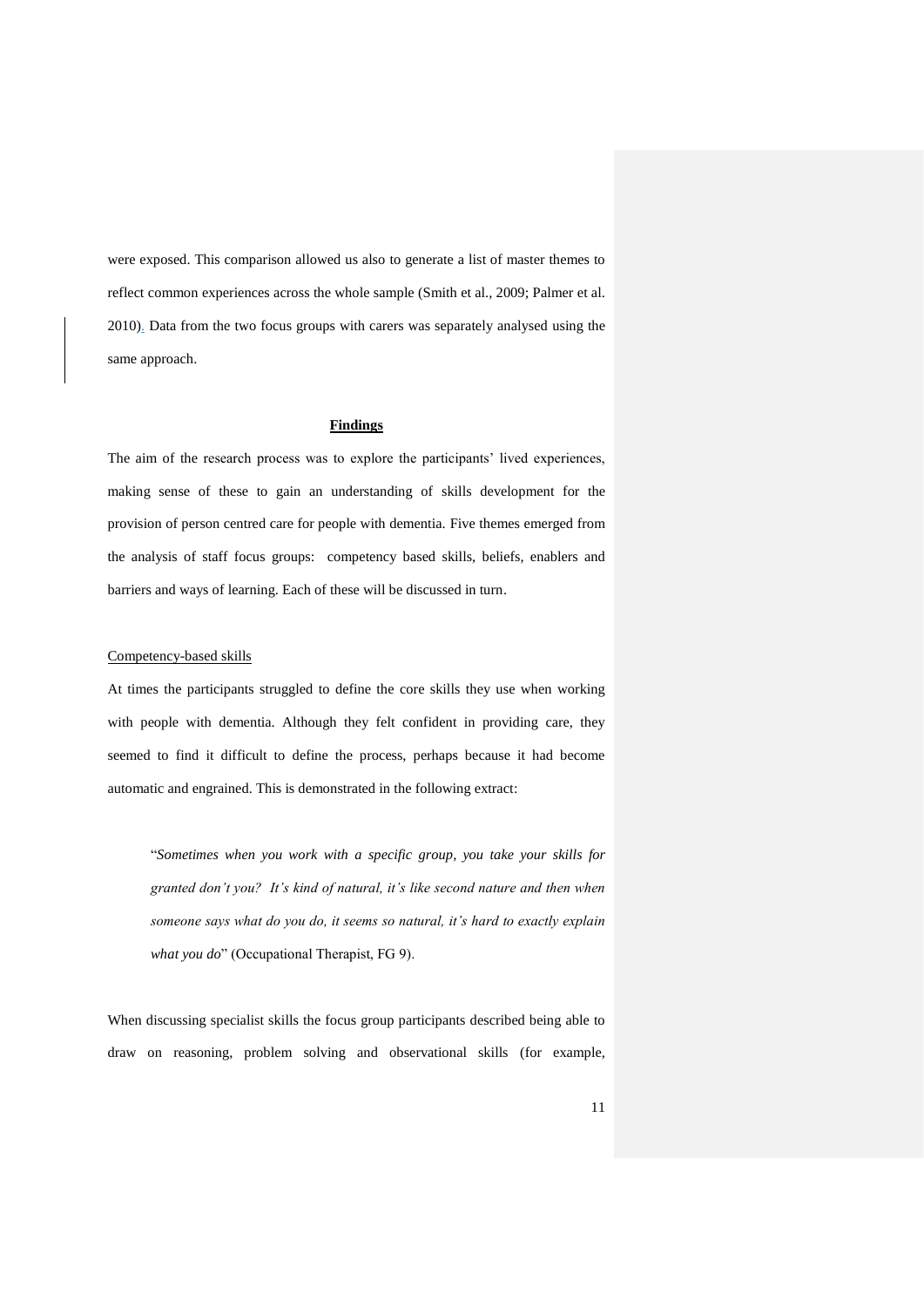were exposed. This comparison allowed us also to generate a list of master themes to reflect common experiences across the whole sample (Smith et al., 2009; Palmer et al. 2010). Data from the two focus groups with carers was separately analysed using the same approach.

## Findings

The aim of the research process was to explore the participants' lived experiences, making sense of these to gain an understanding of skills development for the provision of person centred care for people with dementia. Five themes emerged from the analysis of staff focus groups: competency based skills, beliefs, enablers and barriers and ways of learning. Each of these will be discussed in turn.

### Competency-based skills

At times the participants struggled to define the core skills they use when working with people with dementia. Although they felt confident in providing care, they seemed to find it difficult to define the process, perhaps because it had become automatic and engrained. This is demonstrated in the following extract:

> "*Sometimes when you work with a specific group, you take your skills for granted don't you? It's kind of natural, it's like second nature and then when someone says what do you do, it seems so natural, it's hard to exactly explain what you do*" (Occupational Therapist, FG 9).

When discussing specialist skills the focus group participants described being able to draw on reasoning, problem solving and observational skills (for example,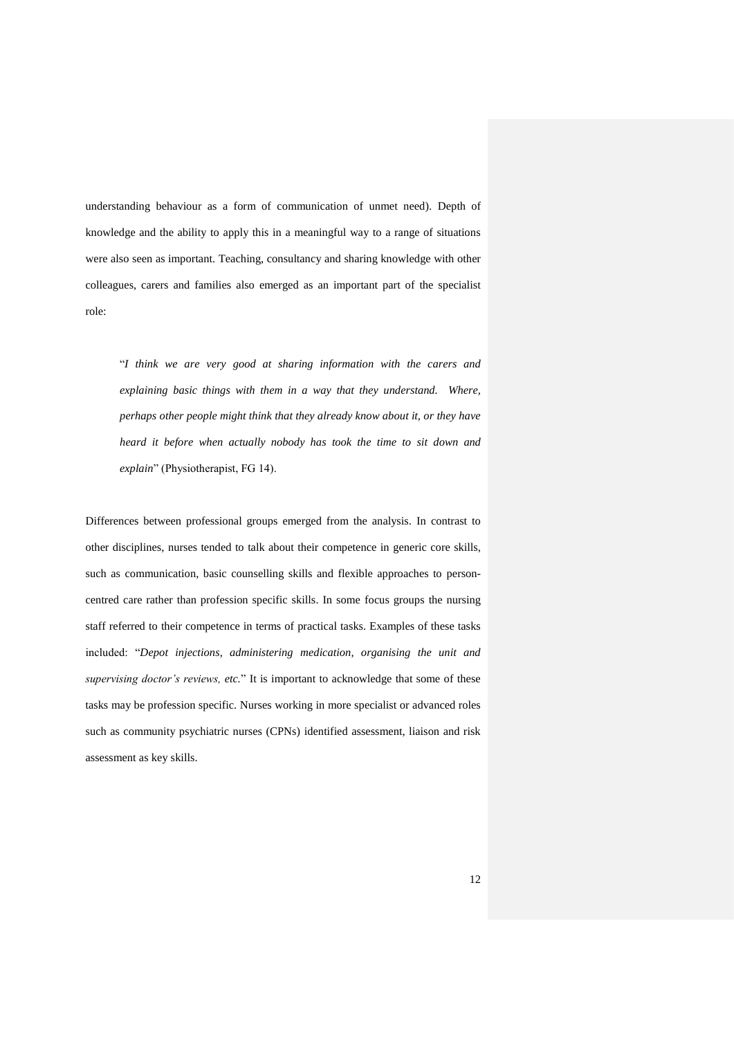understanding behaviour as a form of communication of unmet need). Depth of knowledge and the ability to apply this in a meaningful way to a range of situations were also seen as important. Teaching, consultancy and sharing knowledge with other colleagues, carers and families also emerged as an important part of the specialist role:

> "*I think we are very good at sharing information with the carers and explaining basic things with them in a way that they understand. Where, perhaps other people might think that they already know about it, or they have heard it before when actually nobody has took the time to sit down and explain*" (Physiotherapist, FG 14).

Differences between professional groups emerged from the analysis. In contrast to other disciplines, nurses tended to talk about their competence in generic core skills, such as communication, basic counselling skills and flexible approaches to person-centred care rather than profession specific skills. In some focus groups the nursing staff referred to their competence in terms of practical tasks. Examples of these tasks included: "*Depot injections, administering medication, organising the unit and supervising doctor's reviews, etc.*" It is important to acknowledge that some of these tasks may be profession specific. Nurses working in more specialist or advanced roles such as community psychiatric nurses (CPNs) identified assessment, liaison and risk assessment as key skills.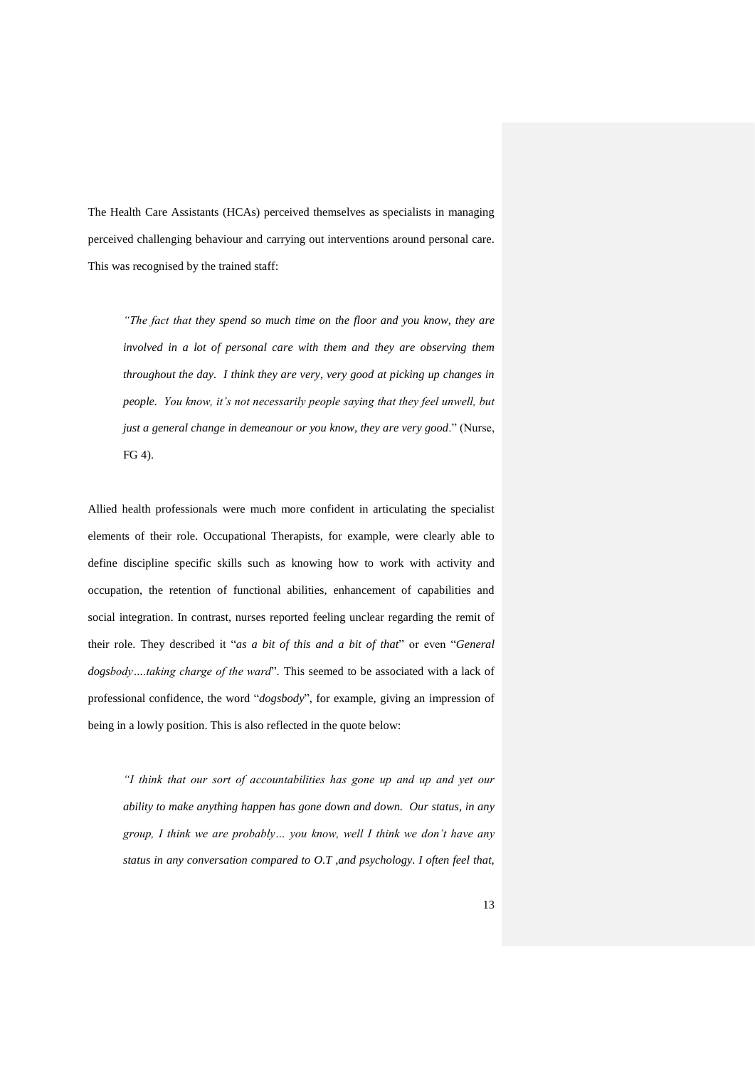The Health Care Assistants (HCAs) perceived themselves as specialists in managing perceived challenging behaviour and carrying out interventions around personal care. This was recognised by the trained staff:

> *"The fact that they spend so much time on the floor and you know, they are involved in a lot of personal care with them and they are observing them throughout the day. I think they are very, very good at picking up changes in people. You know, it's not necessarily people saying that they feel unwell, but just a general change in demeanour or you know, they are very good*." (Nurse, FG 4).

Allied health professionals were much more confident in articulating the specialist elements of their role. Occupational Therapists, for example, were clearly able to define discipline specific skills such as knowing how to work with activity and occupation, the retention of functional abilities, enhancement of capabilities and social integration. In contrast, nurses reported feeling unclear regarding the remit of their role. They described it "*as a bit of this and a bit of that*" or even "*General dogsbody….taking charge of the ward*". This seemed to be associated with a lack of professional confidence, the word "*dogsbody*", for example, giving an impression of being in a lowly position. This is also reflected in the quote below:

> *"I think that our sort of accountabilities has gone up and up and yet our ability to make anything happen has gone down and down. Our status, in any group, I think we are probably… you know, well I think we don't have any status in any conversation compared to O.T ,and psychology. I often feel that,*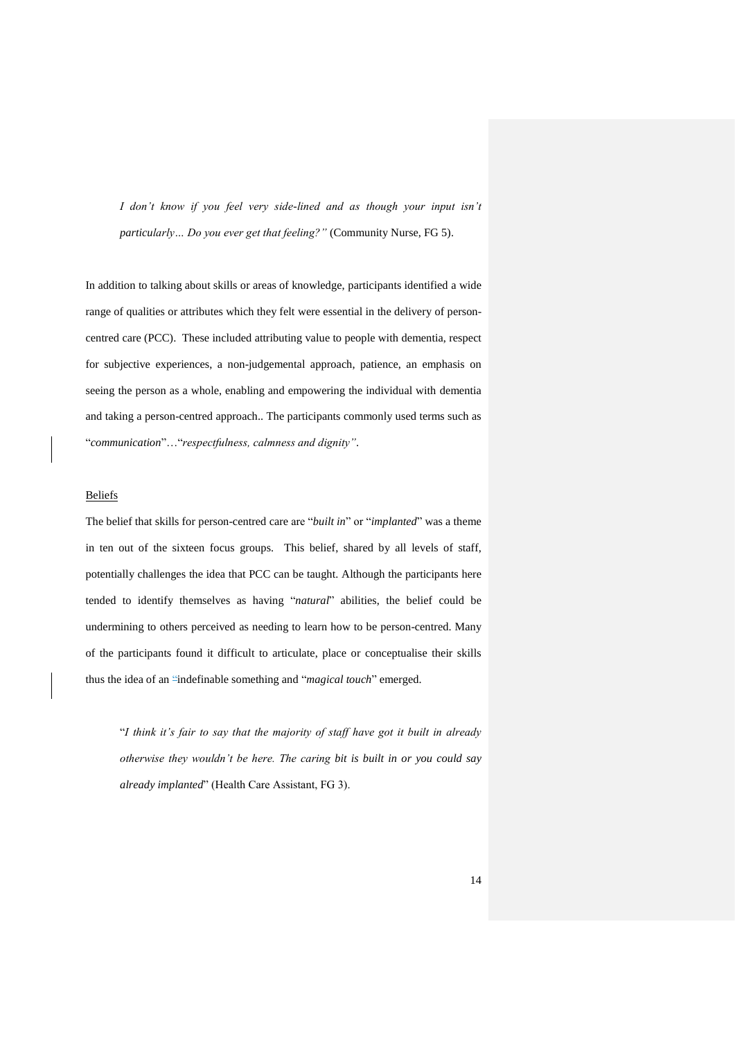*I don't know if you feel very side-lined and as though your input isn't particularly… Do you ever get that feeling?"* (Community Nurse, FG 5).

In addition to talking about skills or areas of knowledge, participants identified a wide range of qualities or attributes which they felt were essential in the delivery of person-centred care (PCC). These included attributing value to people with dementia, respect for subjective experiences, a non-judgemental approach, patience, an emphasis on seeing the person as a whole, enabling and empowering the individual with dementia and taking a person-centred approach.. The participants commonly used terms such as "*communication*"…"*respectfulness, calmness and dignity"*.

Beliefs

The belief that skills for person-centred care are "*built in*" or "*implanted*" was a theme in ten out of the sixteen focus groups. This belief, shared by all levels of staff, potentially challenges the idea that PCC can be taught. Although the participants here tended to identify themselves as having "*natural*" abilities, the belief could be undermining to others perceived as needing to learn how to be person-centred. Many of the participants found it difficult to articulate, place or conceptualise their skills thus the idea of an "indefinable something and "*magical touch*" emerged.

"*I think it's fair to say that the majority of staff have got it built in already otherwise they wouldn't be here. The caring bit is built in or you could say already implanted*" (Health Care Assistant, FG 3).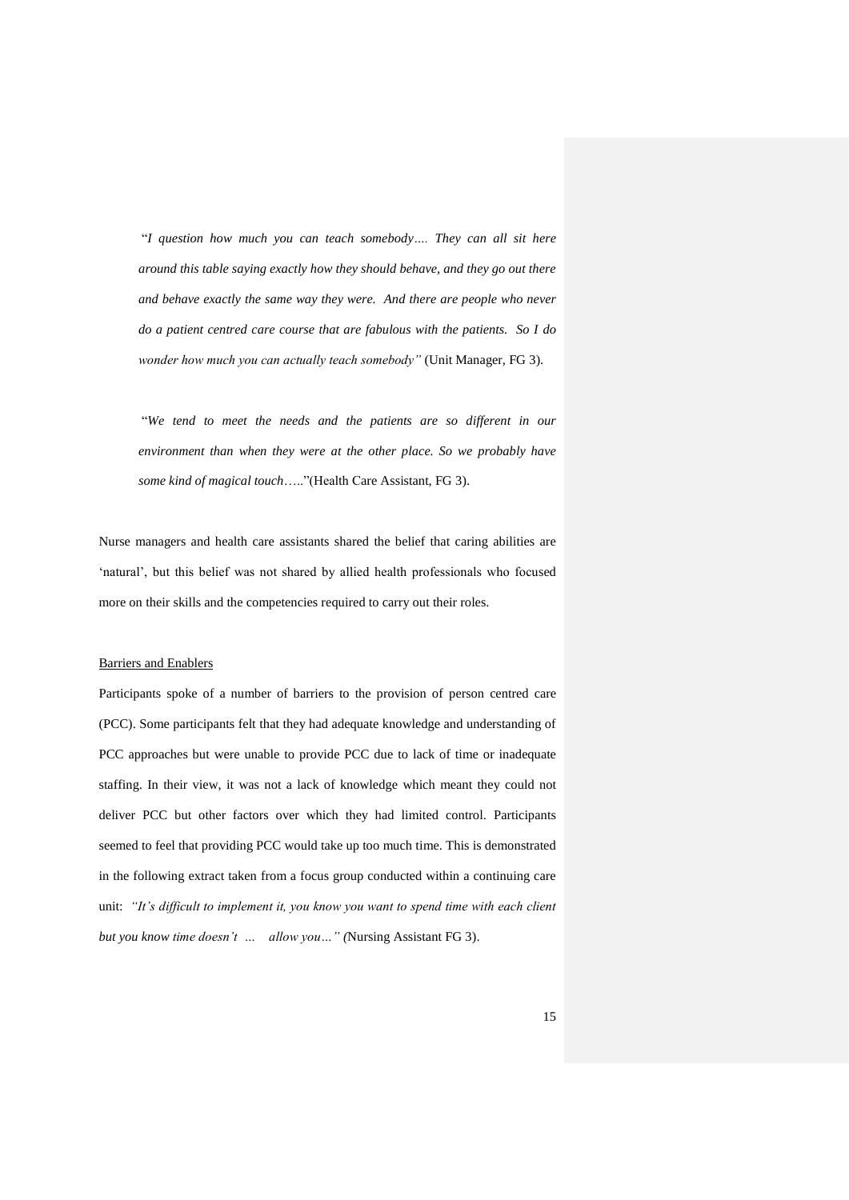> "*I question how much you can teach somebody…. They can all sit here around this table saying exactly how they should behave, and they go out there and behave exactly the same way they were. And there are people who never do a patient centred care course that are fabulous with the patients. So I do wonder how much you can actually teach somebody"* (Unit Manager, FG 3).

> "*We tend to meet the needs and the patients are so different in our environment than when they were at the other place. So we probably have some kind of magical touch*….."(Health Care Assistant, FG 3).

Nurse managers and health care assistants shared the belief that caring abilities are 'natural', but this belief was not shared by allied health professionals who focused more on their skills and the competencies required to carry out their roles.

<u>Barriers and Enablers</u>

Participants spoke of a number of barriers to the provision of person centred care (PCC). Some participants felt that they had adequate knowledge and understanding of PCC approaches but were unable to provide PCC due to lack of time or inadequate staffing. In their view, it was not a lack of knowledge which meant they could not deliver PCC but other factors over which they had limited control. Participants seemed to feel that providing PCC would take up too much time. This is demonstrated in the following extract taken from a focus group conducted within a continuing care unit: *"It's difficult to implement it, you know you want to spend time with each client but you know time doesn't … allow you…" (*Nursing Assistant FG 3).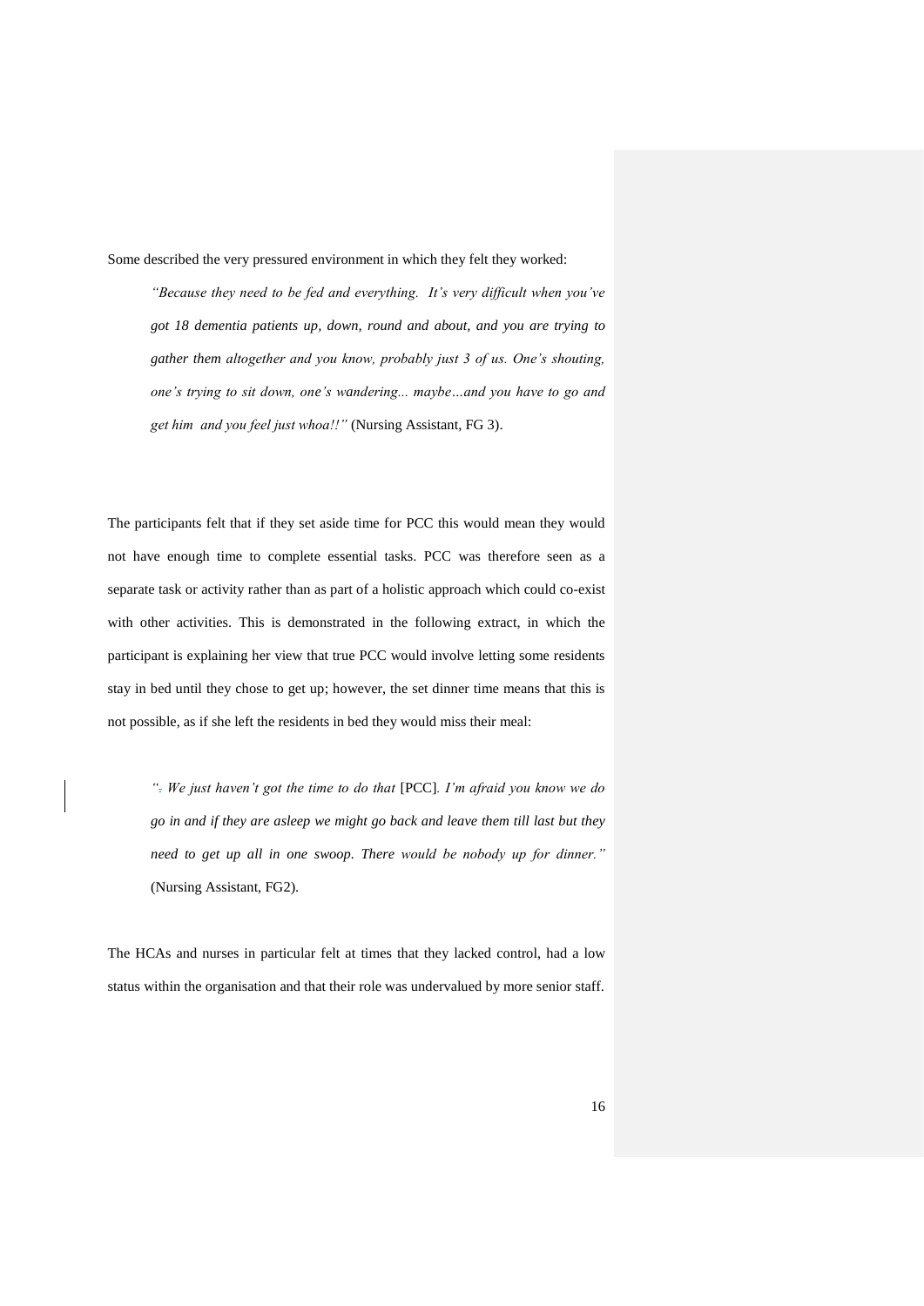Some described the very pressured environment in which they felt they worked:

> *"Because they need to be fed and everything. It's very difficult when you've got 18 dementia patients up, down, round and about, and you are trying to gather them altogether and you know, probably just 3 of us. One's shouting, one's trying to sit down, one's wandering... maybe…and you have to go and get him and you feel just whoa!!"* (Nursing Assistant, FG 3).

The participants felt that if they set aside time for PCC this would mean they would not have enough time to complete essential tasks. PCC was therefore seen as a separate task or activity rather than as part of a holistic approach which could co-exist with other activities. This is demonstrated in the following extract, in which the participant is explaining her view that true PCC would involve letting some residents stay in bed until they chose to get up; however, the set dinner time means that this is not possible, as if she left the residents in bed they would miss their meal:

> *"We just haven't got the time to do that* [PCC]*. I'm afraid you know we do go in and if they are asleep we might go back and leave them till last but they need to get up all in one swoop. There would be nobody up for dinner."* (Nursing Assistant, FG2).

The HCAs and nurses in particular felt at times that they lacked control, had a low status within the organisation and that their role was undervalued by more senior staff.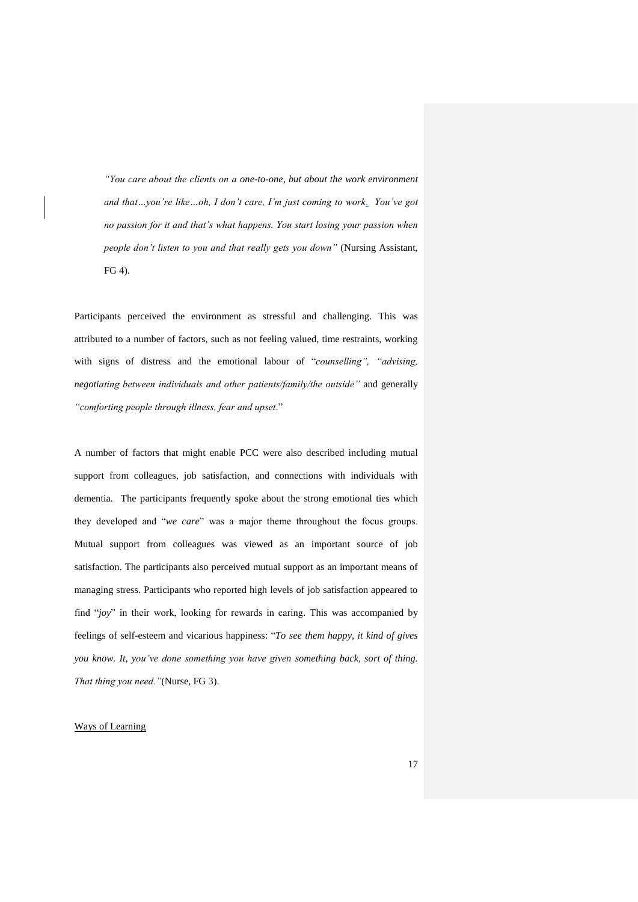> *"You care about the clients on a one-to-one, but about the work environment and that…you're like…oh, I don't care, I'm just coming to work. You've got no passion for it and that's what happens. You start losing your passion when people don't listen to you and that really gets you down"* (Nursing Assistant, FG 4).

Participants perceived the environment as stressful and challenging. This was attributed to a number of factors, such as not feeling valued, time restraints, working with signs of distress and the emotional labour of "*counselling", "advising, negotiating between individuals and other patients/family/the outside"* and generally *"comforting people through illness, fear and upset*."

A number of factors that might enable PCC were also described including mutual support from colleagues, job satisfaction, and connections with individuals with dementia. The participants frequently spoke about the strong emotional ties which they developed and "*we care*" was a major theme throughout the focus groups. Mutual support from colleagues was viewed as an important source of job satisfaction. The participants also perceived mutual support as an important means of managing stress. Participants who reported high levels of job satisfaction appeared to find "*joy*" in their work, looking for rewards in caring. This was accompanied by feelings of self-esteem and vicarious happiness: "*To see them happy, it kind of gives you know. It, you've done something you have given something back, sort of thing. That thing you need."*(Nurse, FG 3).

<u>Ways of Learning</u>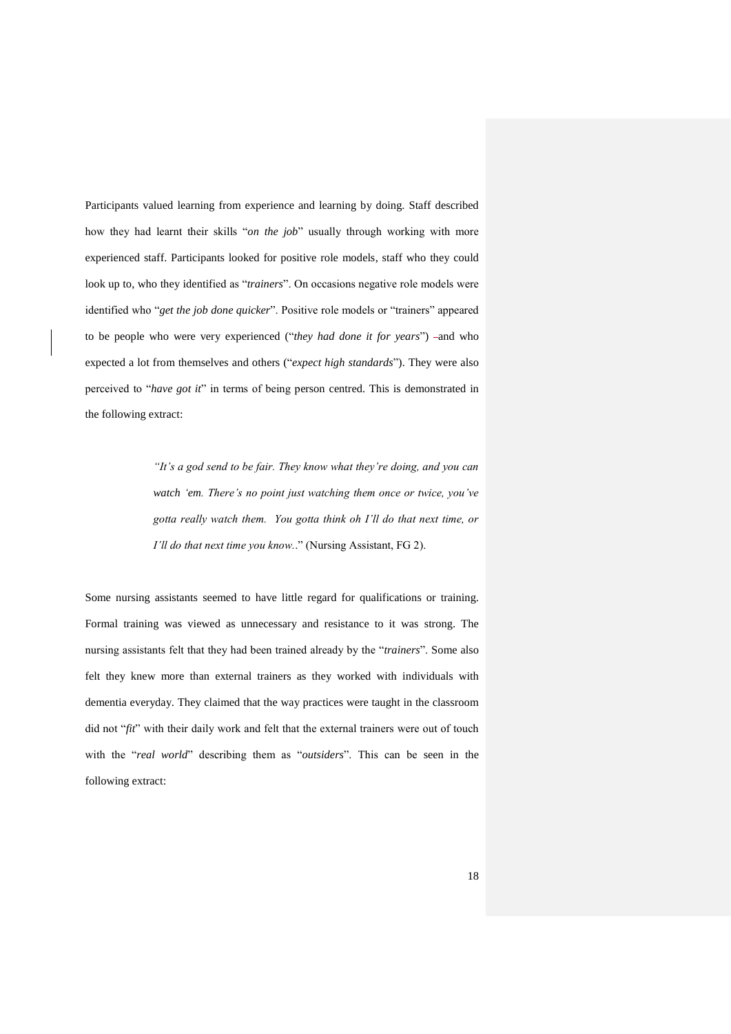Participants valued learning from experience and learning by doing. Staff described how they had learnt their skills "*on the job*" usually through working with more experienced staff. Participants looked for positive role models, staff who they could look up to, who they identified as "*trainers*". On occasions negative role models were identified who "*get the job done quicker*". Positive role models or "trainers" appeared to be people who were very experienced ("*they had done it for years*") –and who expected a lot from themselves and others ("*expect high standards*"). They were also perceived to "*have got it*" in terms of being person centred. This is demonstrated in the following extract:

> *"It's a god send to be fair. They know what they're doing, and you can watch 'em. There's no point just watching them once or twice, you've gotta really watch them. You gotta think oh I'll do that next time, or I'll do that next time you know..*" (Nursing Assistant, FG 2).

Some nursing assistants seemed to have little regard for qualifications or training. Formal training was viewed as unnecessary and resistance to it was strong. The nursing assistants felt that they had been trained already by the "*trainers*". Some also felt they knew more than external trainers as they worked with individuals with dementia everyday. They claimed that the way practices were taught in the classroom did not "*fit*" with their daily work and felt that the external trainers were out of touch with the "*real world*" describing them as "*outsiders*". This can be seen in the following extract: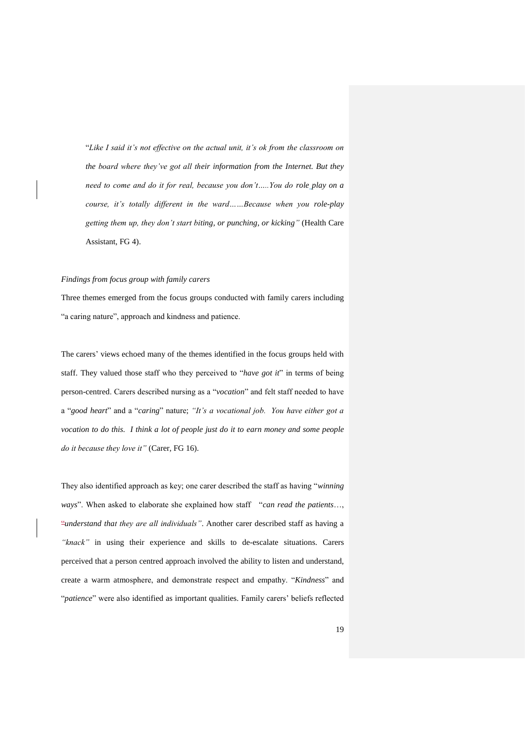> "*Like I said it's not effective on the actual unit, it's ok from the classroom on the board where they've got all their information from the Internet. But they need to come and do it for real, because you don't…..You do role play on a course, it's totally different in the ward……Because when you role-play getting them up, they don't start biting, or punching, or kicking"* (Health Care Assistant, FG 4).

*Findings from focus group with family carers*

Three themes emerged from the focus groups conducted with family carers including "a caring nature", approach and kindness and patience.

The carers' views echoed many of the themes identified in the focus groups held with staff. They valued those staff who they perceived to "*have got it*" in terms of being person-centred. Carers described nursing as a "*vocation*" and felt staff needed to have a "*good heart*" and a "*caring*" nature; *"It's a vocational job. You have either got a vocation to do this. I think a lot of people just do it to earn money and some people do it because they love it"* (Carer, FG 16).

They also identified approach as key; one carer described the staff as having "*winning ways*". When asked to elaborate she explained how staff "*can read the patients*…, "*understand that they are all individuals"*. Another carer described staff as having a *"knack"* in using their experience and skills to de-escalate situations. Carers perceived that a person centred approach involved the ability to listen and understand, create a warm atmosphere, and demonstrate respect and empathy. "*Kindness*" and "*patience*" were also identified as important qualities. Family carers' beliefs reflected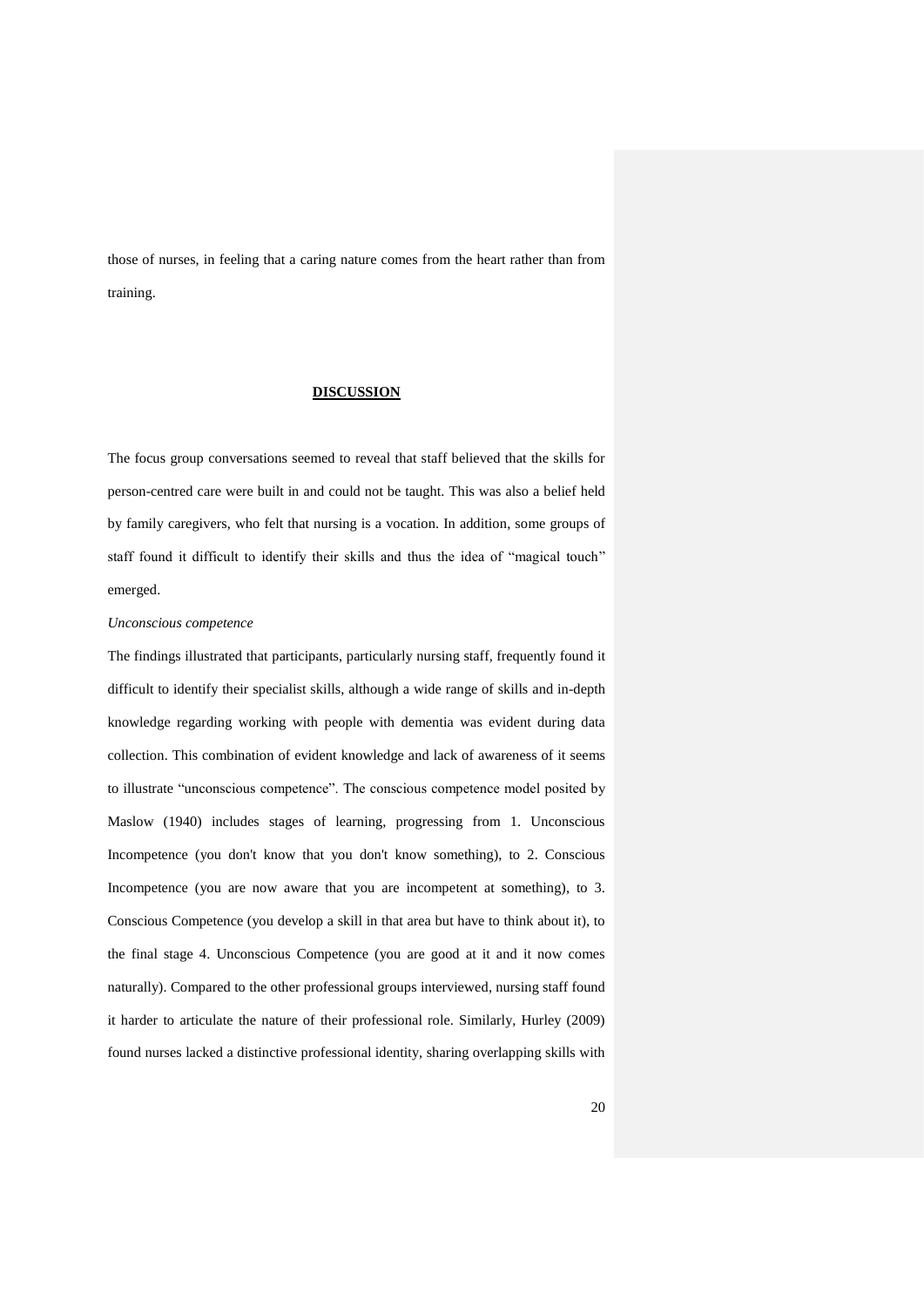those of nurses, in feeling that a caring nature comes from the heart rather than from training.

## DISCUSSION

The focus group conversations seemed to reveal that staff believed that the skills for person-centred care were built in and could not be taught. This was also a belief held by family caregivers, who felt that nursing is a vocation. In addition, some groups of staff found it difficult to identify their skills and thus the idea of "magical touch" emerged.

*Unconscious competence*

The findings illustrated that participants, particularly nursing staff, frequently found it difficult to identify their specialist skills, although a wide range of skills and in-depth knowledge regarding working with people with dementia was evident during data collection. This combination of evident knowledge and lack of awareness of it seems to illustrate "unconscious competence". The conscious competence model posited by Maslow (1940) includes stages of learning, progressing from 1. Unconscious Incompetence (you don't know that you don't know something), to 2. Conscious Incompetence (you are now aware that you are incompetent at something), to 3. Conscious Competence (you develop a skill in that area but have to think about it), to the final stage 4. Unconscious Competence (you are good at it and it now comes naturally). Compared to the other professional groups interviewed, nursing staff found it harder to articulate the nature of their professional role. Similarly, Hurley (2009) found nurses lacked a distinctive professional identity, sharing overlapping skills with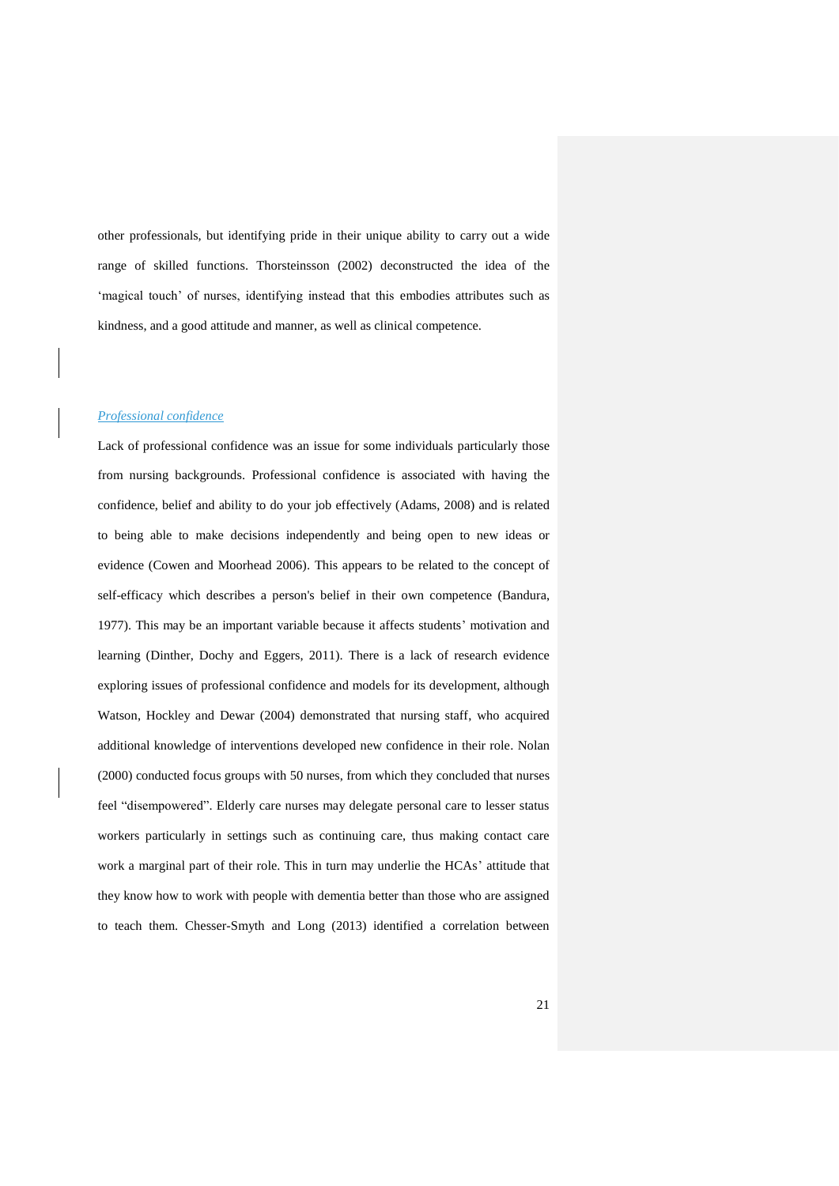other professionals, but identifying pride in their unique ability to carry out a wide range of skilled functions. Thorsteinsson (2002) deconstructed the idea of the 'magical touch' of nurses, identifying instead that this embodies attributes such as kindness, and a good attitude and manner, as well as clinical competence.

*Professional confidence*

Lack of professional confidence was an issue for some individuals particularly those from nursing backgrounds. Professional confidence is associated with having the confidence, belief and ability to do your job effectively (Adams, 2008) and is related to being able to make decisions independently and being open to new ideas or evidence (Cowen and Moorhead 2006). This appears to be related to the concept of self-efficacy which describes a person's belief in their own competence (Bandura, 1977). This may be an important variable because it affects students' motivation and learning (Dinther, Dochy and Eggers, 2011). There is a lack of research evidence exploring issues of professional confidence and models for its development, although Watson, Hockley and Dewar (2004) demonstrated that nursing staff, who acquired additional knowledge of interventions developed new confidence in their role. Nolan (2000) conducted focus groups with 50 nurses, from which they concluded that nurses feel "disempowered". Elderly care nurses may delegate personal care to lesser status workers particularly in settings such as continuing care, thus making contact care work a marginal part of their role. This in turn may underlie the HCAs' attitude that they know how to work with people with dementia better than those who are assigned to teach them. Chesser-Smyth and Long (2013) identified a correlation between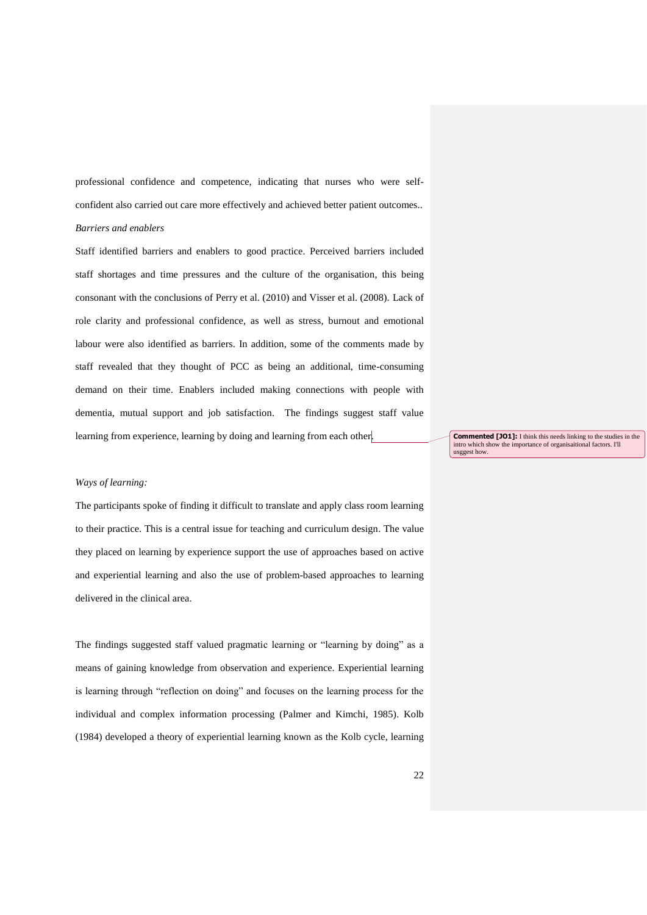professional confidence and competence, indicating that nurses who were self-confident also carried out care more effectively and achieved better patient outcomes..

*Barriers and enablers*

Staff identified barriers and enablers to good practice. Perceived barriers included staff shortages and time pressures and the culture of the organisation, this being consonant with the conclusions of Perry et al. (2010) and Visser et al. (2008). Lack of role clarity and professional confidence, as well as stress, burnout and emotional labour were also identified as barriers. In addition, some of the comments made by staff revealed that they thought of PCC as being an additional, time-consuming demand on their time. Enablers included making connections with people with dementia, mutual support and job satisfaction. The findings suggest staff value learning from experience, learning by doing and learning from each other.

**Commented [JO1]:** I think this needs linking to the studies in the intro which show the importance of organisaitional factors. I'll usggest how.

*Ways of learning:*

The participants spoke of finding it difficult to translate and apply class room learning to their practice. This is a central issue for teaching and curriculum design. The value they placed on learning by experience support the use of approaches based on active and experiential learning and also the use of problem-based approaches to learning delivered in the clinical area.

The findings suggested staff valued pragmatic learning or "learning by doing" as a means of gaining knowledge from observation and experience. Experiential learning is learning through "reflection on doing" and focuses on the learning process for the individual and complex information processing (Palmer and Kimchi, 1985). Kolb (1984) developed a theory of experiential learning known as the Kolb cycle, learning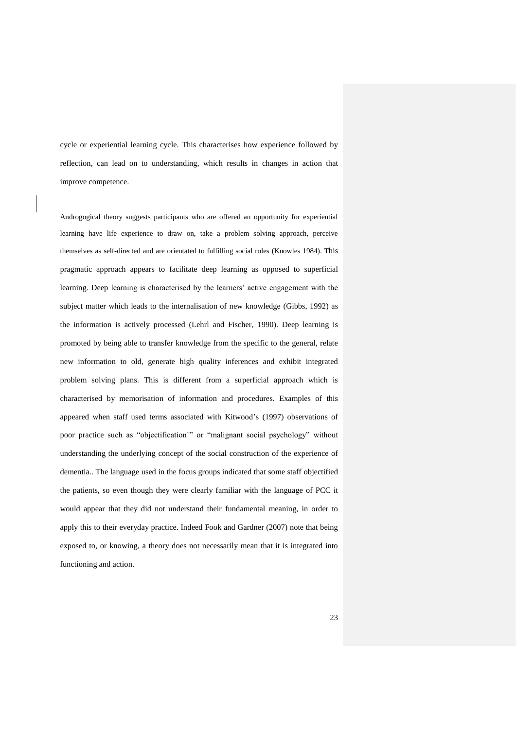cycle or experiential learning cycle. This characterises how experience followed by reflection, can lead on to understanding, which results in changes in action that improve competence.

Androgogical theory suggests participants who are offered an opportunity for experiential learning have life experience to draw on, take a problem solving approach, perceive themselves as self-directed and are orientated to fulfilling social roles (Knowles 1984). This pragmatic approach appears to facilitate deep learning as opposed to superficial learning. Deep learning is characterised by the learners' active engagement with the subject matter which leads to the internalisation of new knowledge (Gibbs, 1992) as the information is actively processed (Lehrl and Fischer, 1990). Deep learning is promoted by being able to transfer knowledge from the specific to the general, relate new information to old, generate high quality inferences and exhibit integrated problem solving plans. This is different from a superficial approach which is characterised by memorisation of information and procedures. Examples of this appeared when staff used terms associated with Kitwood's (1997) observations of poor practice such as "objectification`" or "malignant social psychology" without understanding the underlying concept of the social construction of the experience of dementia.. The language used in the focus groups indicated that some staff objectified the patients, so even though they were clearly familiar with the language of PCC it would appear that they did not understand their fundamental meaning, in order to apply this to their everyday practice. Indeed Fook and Gardner (2007) note that being exposed to, or knowing, a theory does not necessarily mean that it is integrated into functioning and action.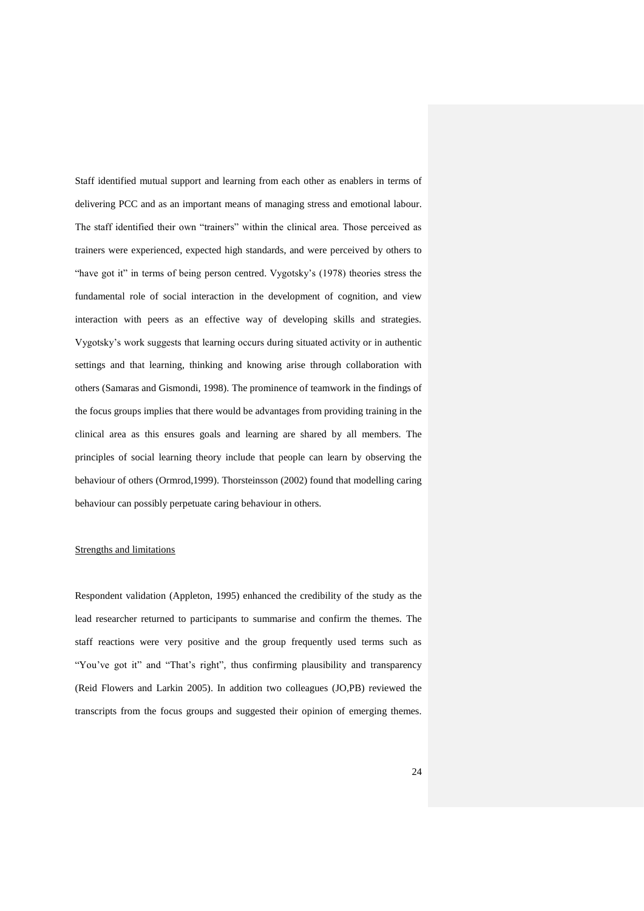Staff identified mutual support and learning from each other as enablers in terms of delivering PCC and as an important means of managing stress and emotional labour. The staff identified their own "trainers" within the clinical area. Those perceived as trainers were experienced, expected high standards, and were perceived by others to "have got it" in terms of being person centred. Vygotsky's (1978) theories stress the fundamental role of social interaction in the development of cognition, and view interaction with peers as an effective way of developing skills and strategies. Vygotsky's work suggests that learning occurs during situated activity or in authentic settings and that learning, thinking and knowing arise through collaboration with others (Samaras and Gismondi, 1998). The prominence of teamwork in the findings of the focus groups implies that there would be advantages from providing training in the clinical area as this ensures goals and learning are shared by all members. The principles of social learning theory include that people can learn by observing the behaviour of others (Ormrod,1999). Thorsteinsson (2002) found that modelling caring behaviour can possibly perpetuate caring behaviour in others.

<u>Strengths and limitations</u>

Respondent validation (Appleton, 1995) enhanced the credibility of the study as the lead researcher returned to participants to summarise and confirm the themes. The staff reactions were very positive and the group frequently used terms such as "You've got it" and "That's right", thus confirming plausibility and transparency (Reid Flowers and Larkin 2005). In addition two colleagues (JO,PB) reviewed the transcripts from the focus groups and suggested their opinion of emerging themes.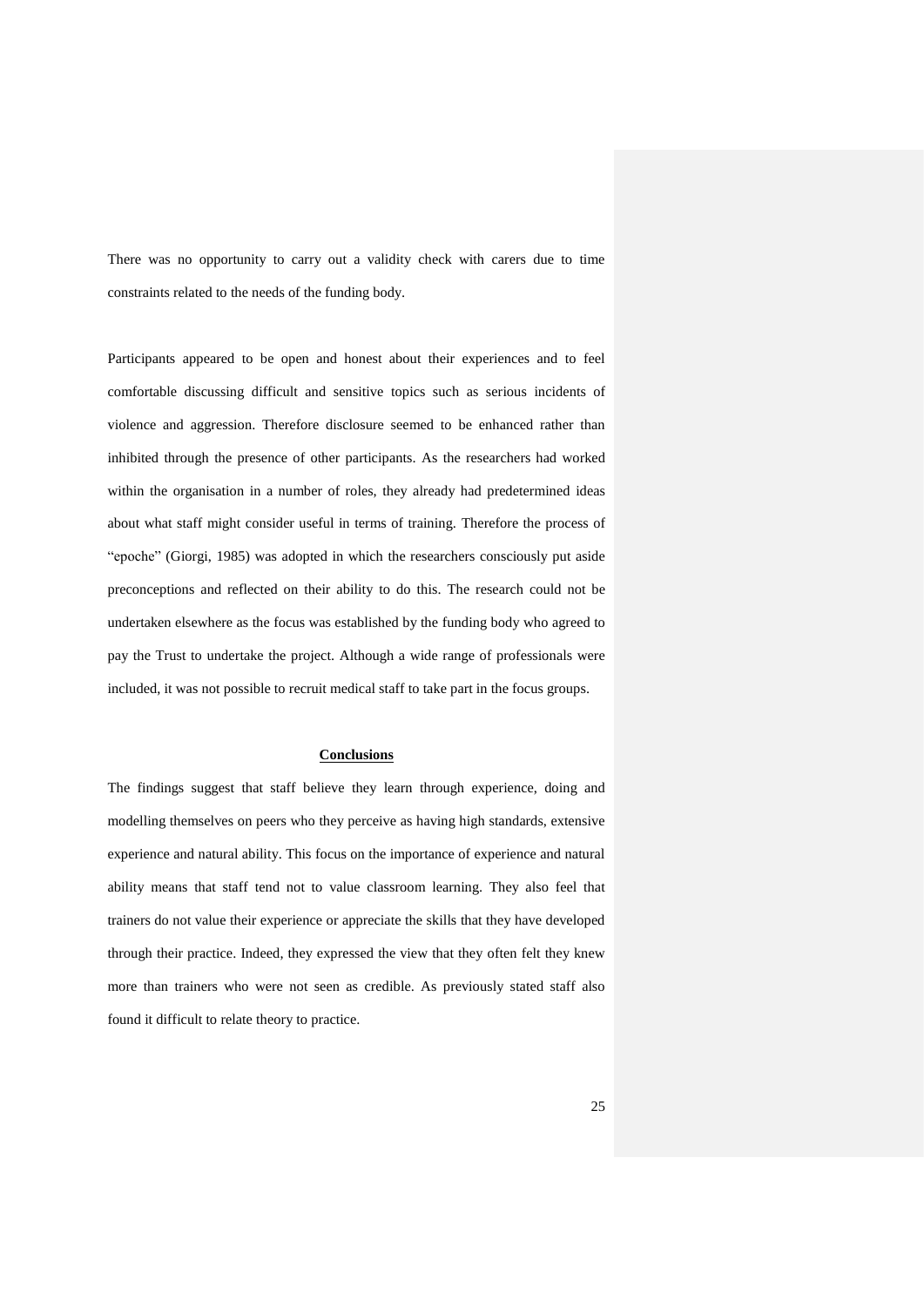There was no opportunity to carry out a validity check with carers due to time constraints related to the needs of the funding body.

Participants appeared to be open and honest about their experiences and to feel comfortable discussing difficult and sensitive topics such as serious incidents of violence and aggression. Therefore disclosure seemed to be enhanced rather than inhibited through the presence of other participants. As the researchers had worked within the organisation in a number of roles, they already had predetermined ideas about what staff might consider useful in terms of training. Therefore the process of "epoche" (Giorgi, 1985) was adopted in which the researchers consciously put aside preconceptions and reflected on their ability to do this. The research could not be undertaken elsewhere as the focus was established by the funding body who agreed to pay the Trust to undertake the project. Although a wide range of professionals were included, it was not possible to recruit medical staff to take part in the focus groups.

## Conclusions

The findings suggest that staff believe they learn through experience, doing and modelling themselves on peers who they perceive as having high standards, extensive experience and natural ability. This focus on the importance of experience and natural ability means that staff tend not to value classroom learning. They also feel that trainers do not value their experience or appreciate the skills that they have developed through their practice. Indeed, they expressed the view that they often felt they knew more than trainers who were not seen as credible. As previously stated staff also found it difficult to relate theory to practice.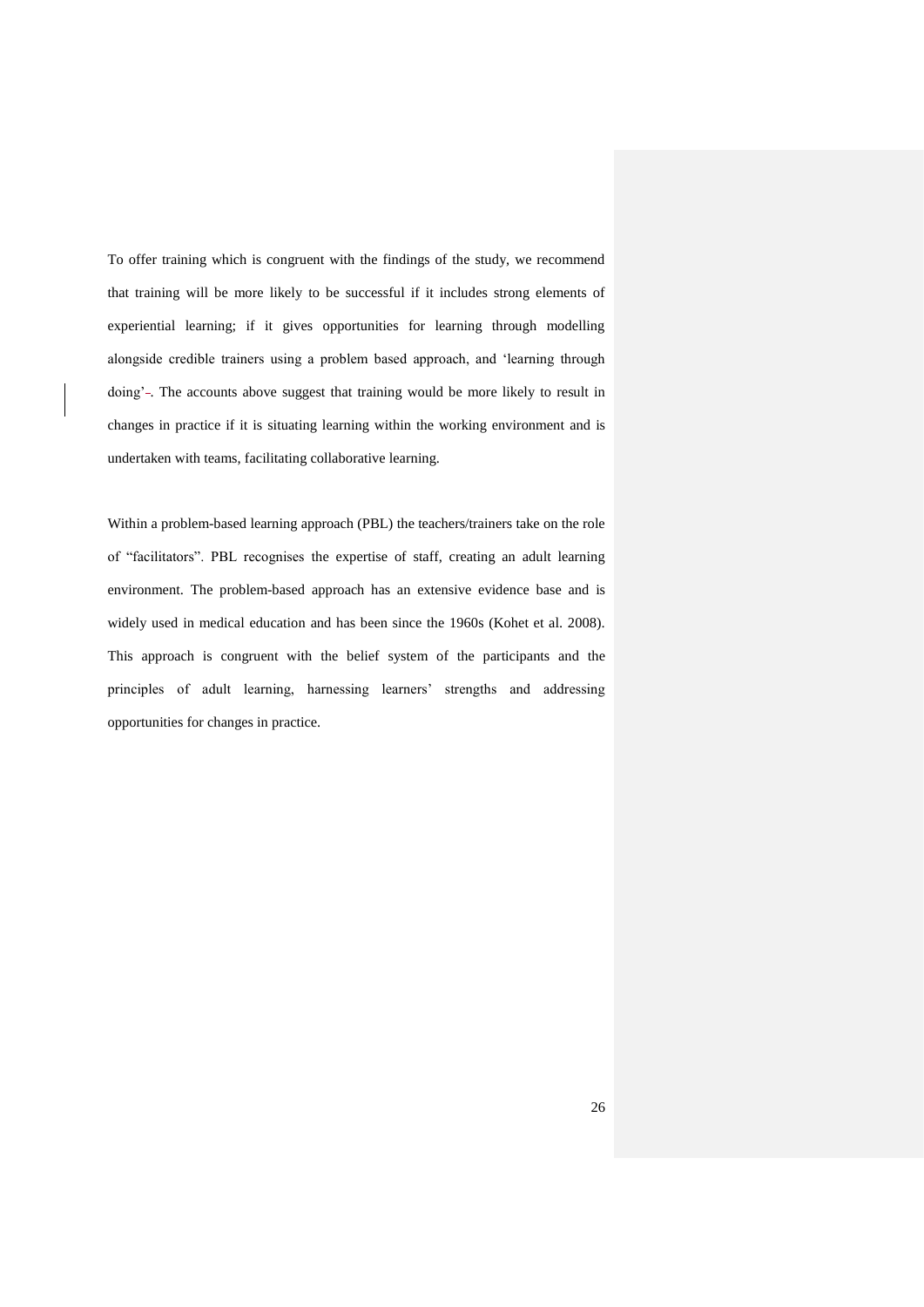To offer training which is congruent with the findings of the study, we recommend that training will be more likely to be successful if it includes strong elements of experiential learning; if it gives opportunities for learning through modelling alongside credible trainers using a problem based approach, and 'learning through doing'-. The accounts above suggest that training would be more likely to result in changes in practice if it is situating learning within the working environment and is undertaken with teams, facilitating collaborative learning.

Within a problem-based learning approach (PBL) the teachers/trainers take on the role of "facilitators". PBL recognises the expertise of staff, creating an adult learning environment. The problem-based approach has an extensive evidence base and is widely used in medical education and has been since the 1960s (Kohet et al. 2008). This approach is congruent with the belief system of the participants and the principles of adult learning, harnessing learners' strengths and addressing opportunities for changes in practice.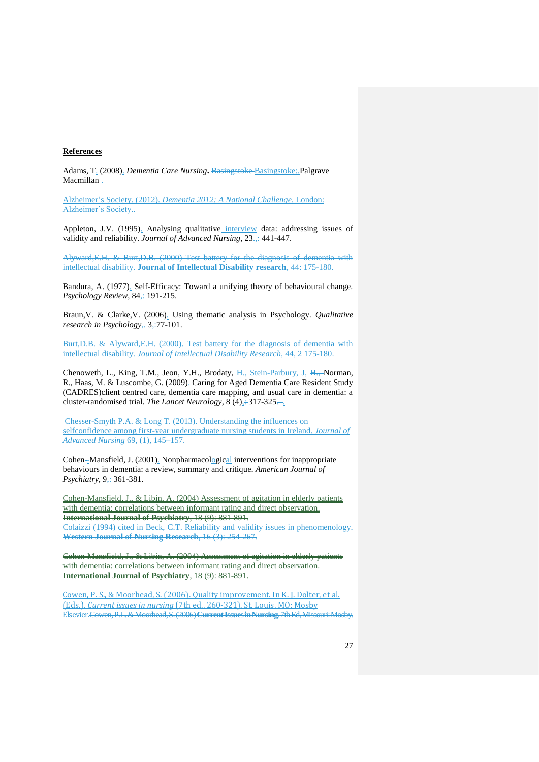## References

Adams, T. (2008). *Dementia Care Nursing***.** Basingstoke Basingstoke: Palgrave Macmillan .

Alzheimer's Society. (2012). *Dementia 2012: A National Challenge*. London: Alzheimer's Society..

Appleton, J.V. (1995). Analysing qualitative interview data: addressing issues of validity and reliability. *Journal of Advanced Nursing*, 23, : 441-447.

~~Alyward,E.H. & Burt,D.B. (2000) Test battery for the diagnosis of dementia with intellectual disability. **Journal of Intellectual Disability research**, 44: 175-180.~~

Bandura, A. (1977). Self-Efficacy: Toward a unifying theory of behavioural change. *Psychology Review*, 84, : 191-215.

Braun,V. & Clarke,V. (2006). Using thematic analysis in Psychology. *Qualitative research in Psychology*, , 3, :77-101.

Burt,D.B. & Alyward,E.H. (2000). Test battery for the diagnosis of dementia with intellectual disability. *Journal of Intellectual Disability Research*, 44, 2 175-180.

Chenoweth, L., King, T.M., Jeon, Y.H., Brodaty, H., Stein-Parbury, J, H., Norman, R., Haas, M. & Luscombe, G. (2009). Caring for Aged Dementia Care Resident Study (CADRES)client centred care, dementia care mapping, and usual care in dementia: a cluster-randomised trial. *The Lancet Neurology*, 8 (4), : 317-325.–.

Chesser-Smyth P.A. & Long T. (2013). Understanding the influences on selfconfidence among first-year undergraduate nursing students in Ireland. *Journal of Advanced Nursing* 69, (1), 145–157.

Cohen-Mansfield, J. (2001). Nonpharmacologogical interventions for inappropriate behaviours in dementia: a review, summary and critique. *American Journal of Psychiatry*, 9, : 361-381.

~~Cohen-Mansfield, J., & Libin, A. (2004) Assessment of agitation in elderly patients with dementia: correlations between informant rating and direct observation. **International Journal of Psychiatry**, 18 (9): 881-891.~~
~~Colaizzi (1994) cited in Beck, C.T. Reliability and validity issues in phenomenology. **Western Journal of Nursing Research**, 16 (3): 254-267.~~

~~Cohen-Mansfield, J., & Libin, A. (2004) Assessment of agitation in elderly patients with dementia: correlations between informant rating and direct observation. **International Journal of Psychiatry**, 18 (9): 881-891.~~

Cowen, P. S., & Moorhead, S. (2006). Quality improvement. In K. J. Dolter, et al. (Eds.), *Current issues in nursing* (7th ed., 260-321). St. Louis, MO: Mosby Elsevier.~~Cowen, P.L. & Moorhead, S. (2006) **Current Issues in Nursing**. 7th Ed, Missouri: Mosby.~~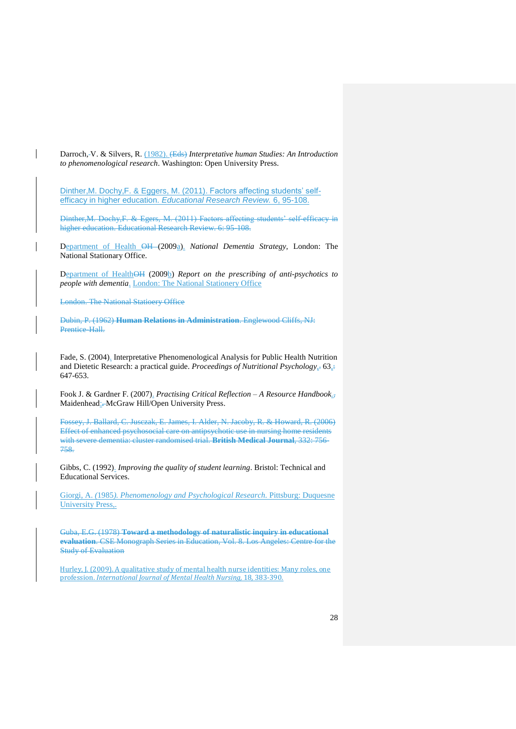Darroch, V. & Silvers, R. (1982). (Eds) *Interpretative human Studies: An Introduction to phenomenological research*. Washington: Open University Press.

Dinther,M. Dochy,F. & Eggers, M. (2011). Factors affecting students' self-efficacy in higher education. *Educational Research Review.* 6, 95-108.

Dinther,M. Dochy,F. & Egers, M. (2011) Factors affecting students' self-efficacy in higher education. Educational Research Review. 6: 95-108.

Department of Health OH (2009a). *National Dementia Strategy*, London: The National Stationary Office.

Department of HealthOH (2009b) *Report on the prescribing of anti-psychotics to people with dementia*. London: The National Stationery Office

London. The National Statioery Office

Dubin, P. (1962) **Human Relations in Administration**. Englewood Cliffs, NJ: Prentice-Hall.

Fade, S. (2004). Interpretative Phenomenological Analysis for Public Health Nutrition and Dietetic Research: a practical guide. *Proceedings of Nutritional Psychology*, 63, 647-653.

Fook J. & Gardner F. (2007). *Practising Critical Reflection – A Resource Handbook*. Maidenhead: McGraw Hill/Open University Press.

Fossey, J. Ballard, C. Jusczak, E. James, I. Alder, N. Jacoby, R. & Howard, R. (2006) Effect of enhanced psychosocial care on antipsychotic use in nursing home residents with severe dementia: cluster randomised trial. **British Medical Journal**, 332: 756-758.

Gibbs, C. (1992). *Improving the quality of student learning*. Bristol: Technical and Educational Services.

Giorgi, A. (1985). *Phenomenology and Psychological Research.* Pittsburg: Duquesne University Press,.

Guba, E.G. (1978) **Toward a methodology of naturalistic inquiry in educational evaluation**. CSE Monograph Series in Education, Vol. 8. Los Angeles: Centre for the Study of Evaluation

Hurley, J. (2009). A qualitative study of mental health nurse identities: Many roles, one profession. *International Journal of Mental Health Nursing,* 18, 383-390.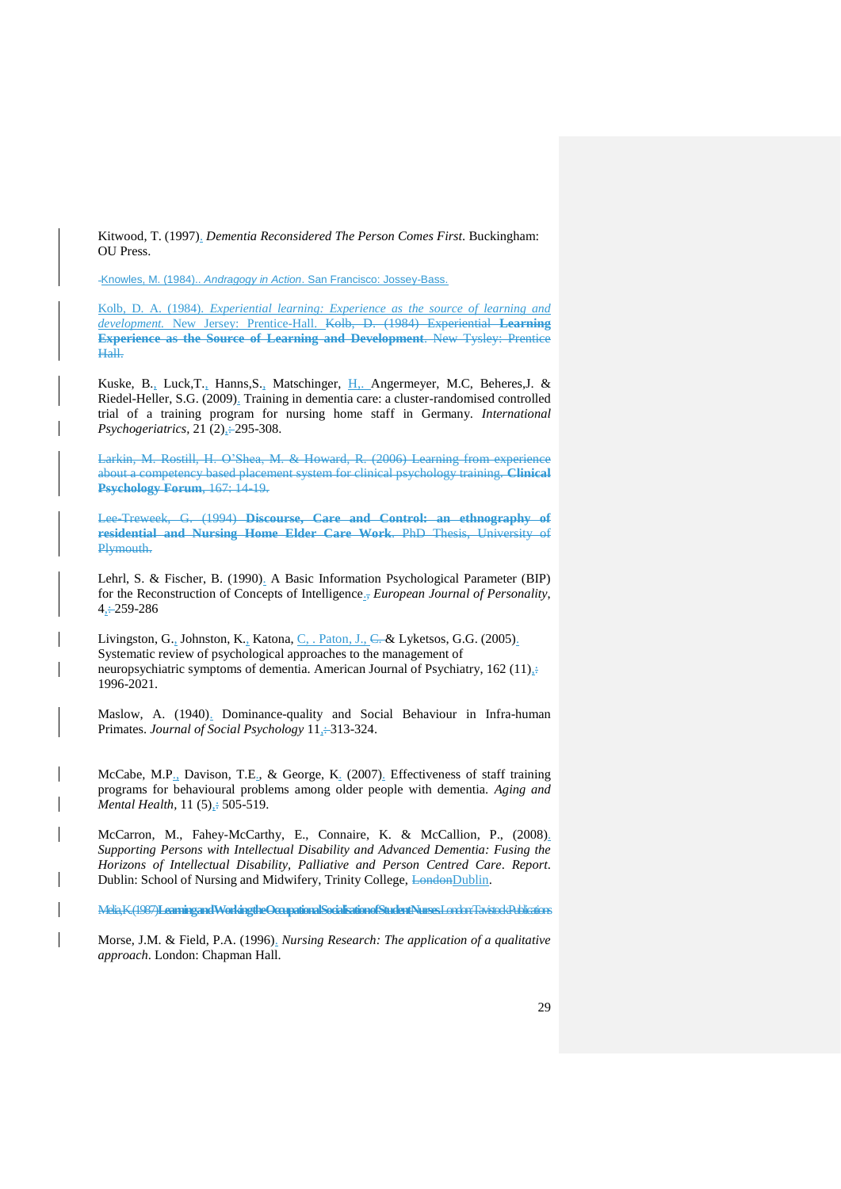Kitwood, T. (1997). *Dementia Reconsidered The Person Comes First*. Buckingham: OU Press.

Knowles, M. (1984).. *Andragogy in Action*. San Francisco: Jossey-Bass.

Kolb, D. A. (1984). *Experiential learning: Experience as the source of learning and development.* New Jersey: Prentice-Hall. ~~Kolb, D. (1984) Experiential **Learning Experience as the Source of Learning and Development**. New Tysley: Prentice Hall.~~

Kuske, B., Luck,T., Hanns,S., Matschinger, H., Angermeyer, M.C, Beheres,J. & Riedel-Heller, S.G. (2009). Training in dementia care: a cluster-randomised controlled trial of a training program for nursing home staff in Germany. *International Psychogeriatrics*, 21 (2),: 295-308.

~~Larkin, M. Rostill, H. O'Shea, M. & Howard, R. (2006) Learning from experience about a competency based placement system for clinical psychology training. **Clinical Psychology Forum**, 167: 14-19.~~

~~Lee-Treweek, G. (1994) **Discourse, Care and Control: an ethnography of residential and Nursing Home Elder Care Work**. PhD Thesis, University of Plymouth.~~

Lehrl, S. & Fischer, B. (1990). A Basic Information Psychological Parameter (BIP) for the Reconstruction of Concepts of Intelligence., *European Journal of Personality*, 4,: 259-286

Livingston, G., Johnston, K., Katona, C, . Paton, J., ~~C.~~ & Lyketsos, G.G. (2005). Systematic review of psychological approaches to the management of neuropsychiatric symptoms of dementia. American Journal of Psychiatry, 162 (11),: 1996-2021.

Maslow, A. (1940). Dominance-quality and Social Behaviour in Infra-human Primates. *Journal of Social Psychology* 11,: 313-324.

McCabe, M.P., Davison, T.E., & George, K. (2007). Effectiveness of staff training programs for behavioural problems among older people with dementia. *Aging and Mental Health*, 11 (5),: 505-519.

McCarron, M., Fahey-McCarthy, E., Connaire, K. & McCallion, P., (2008). *Supporting Persons with Intellectual Disability and Advanced Dementia: Fusing the Horizons of Intellectual Disability, Palliative and Person Centred Care*. *Report*. Dublin: School of Nursing and Midwifery, Trinity College, ~~London~~Dublin.

~~Melia, K. (1987) **Learning and Working the Occupational Socialisation of Student Nurses**. London: Tavistock Publications~~

Morse, J.M. & Field, P.A. (1996). *Nursing Research: The application of a qualitative approach*. London: Chapman Hall.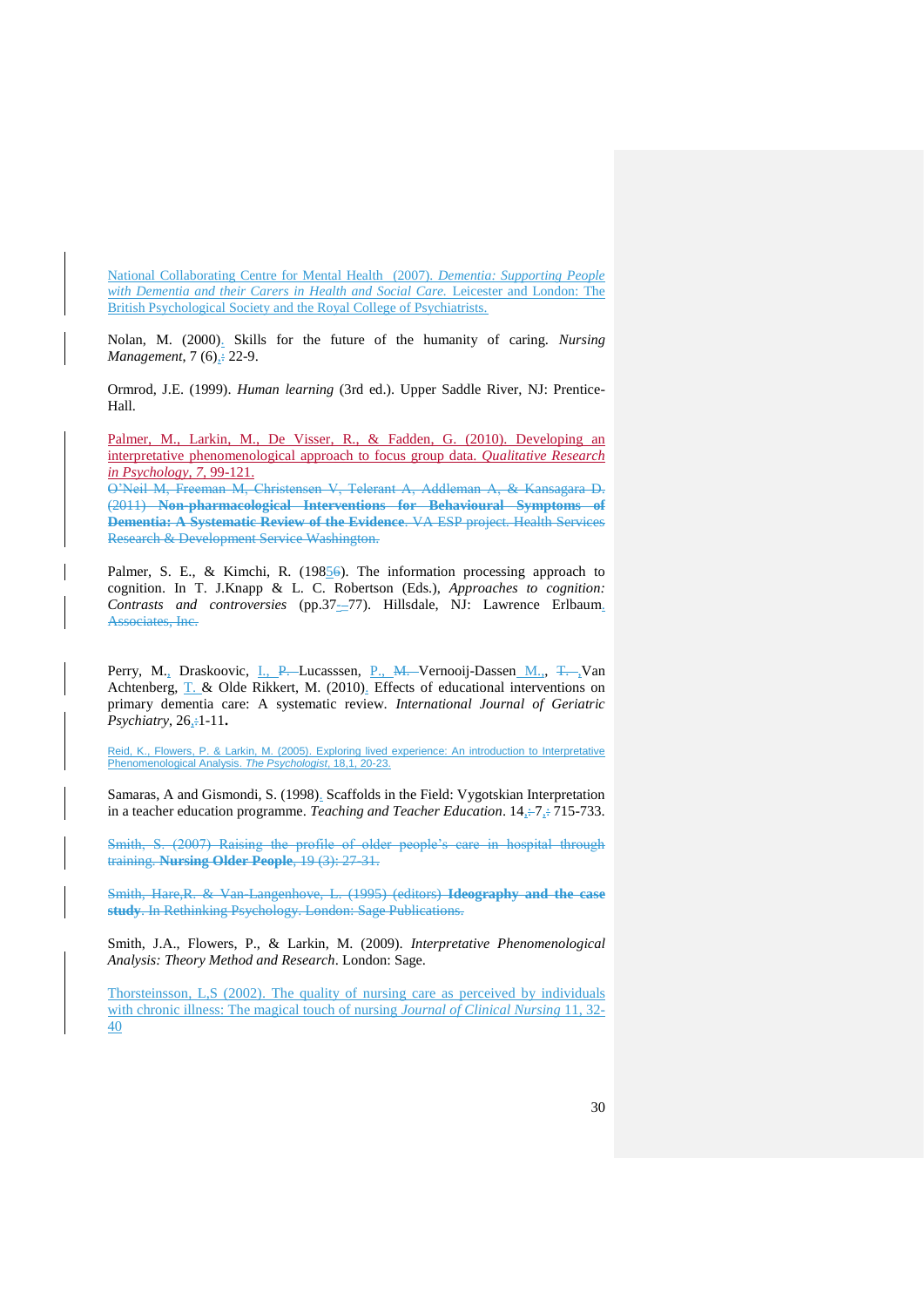National Collaborating Centre for Mental Health (2007). *Dementia: Supporting People with Dementia and their Carers in Health and Social Care.* Leicester and London: The British Psychological Society and the Royal College of Psychiatrists.

Nolan, M. (2000). Skills for the future of the humanity of caring. *Nursing Management*, 7 (6), 22-9.

Ormrod, J.E. (1999). *Human learning* (3rd ed.). Upper Saddle River, NJ: Prentice-Hall.

Palmer, M., Larkin, M., De Visser, R., & Fadden, G. (2010). Developing an interpretative phenomenological approach to focus group data. *Qualitative Research in Psychology, 7*, 99-121.

~~O'Neil M, Freeman M, Christensen V, Telerant A, Addleman A, & Kansagara D. (2011) **Non-pharmacological Interventions for Behavioural Symptoms of Dementia: A Systematic Review of the Evidence**. VA ESP project. Health Services Research & Development Service Washington.~~

Palmer, S. E., & Kimchi, R. (1985). The information processing approach to cognition. In T. J.Knapp & L. C. Robertson (Eds.), *Approaches to cognition: Contrasts and controversies* (pp.37–77). Hillsdale, NJ: Lawrence Erlbaum.

Perry, M., Draskoovic, I., Lucasssen, P., Vernooij-Dassen M., Van Achtenberg, T. & Olde Rikkert, M. (2010). Effects of educational interventions on primary dementia care: A systematic review. *International Journal of Geriatric Psychiatry*, 26, 1-11.

Reid, K., Flowers, P. & Larkin, M. (2005). Exploring lived experience: An introduction to Interpretative Phenomenological Analysis. *The Psychologist*, 18,1, 20-23.

Samaras, A and Gismondi, S. (1998). Scaffolds in the Field: Vygotskian Interpretation in a teacher education programme. *Teaching and Teacher Education*. 14, 7, 715-733.

~~Smith, S. (2007) Raising the profile of older people's care in hospital through training. **Nursing Older People**, 19 (3): 27-31.~~

~~Smith, Hare,R. & Van-Langenhove, L. (1995) (editors) **Ideography and the case study**. In Rethinking Psychology. London: Sage Publications.~~

Smith, J.A., Flowers, P., & Larkin, M. (2009). *Interpretative Phenomenological Analysis: Theory Method and Research*. London: Sage.

Thorsteinsson, L,S (2002). The quality of nursing care as perceived by individuals with chronic illness: The magical touch of nursing *Journal of Clinical Nursing* 11, 32-40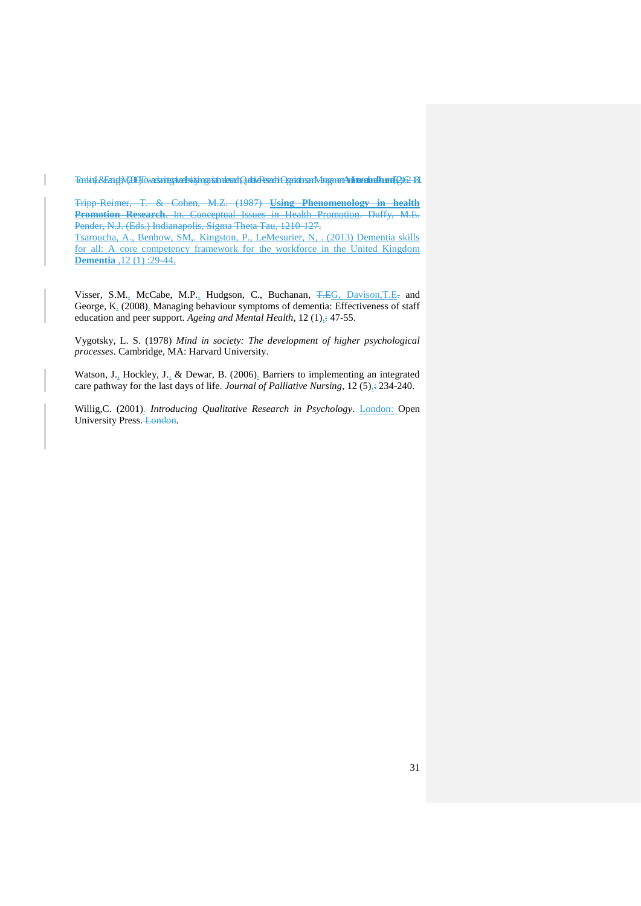Tripp-Reimer, T. & Cohen, M.Z. (1987) **Using Phenomenology in health Promotion Research**. In. Conceptual Issues in Health Promotion. Duffy, M.E. Pender, N.J. (Eds.) Indianapolis, Sigma Theta Tau, 1210-127.

Tsaroucha, A., Benbow, SM,. Kingston, P., LeMesurier, N, . (2013) Dementia skills for all: A core competency framework for the workforce in the United Kingdom **Dementia** ,12 (1) :29-44.

Visser, S.M., McCabe, M.P., Hudgson, C., Buchanan, T.EG, Davison,T.E. and George, K. (2008). Managing behaviour symptoms of dementia: Effectiveness of staff education and peer support. *Ageing and Mental Health*, 12 (1),: 47-55.

Vygotsky, L. S. (1978) *Mind in society: The development of higher psychological processes*. Cambridge, MA: Harvard University.

Watson, J., Hockley, J., & Dewar, B. (2006). Barriers to implementing an integrated care pathway for the last days of life. *Journal of Palliative Nursing*, 12 (5),: 234-240.

Willig,C. (2001). *Introducing Qualitative Research in Psychology*. London: Open University Press. London.